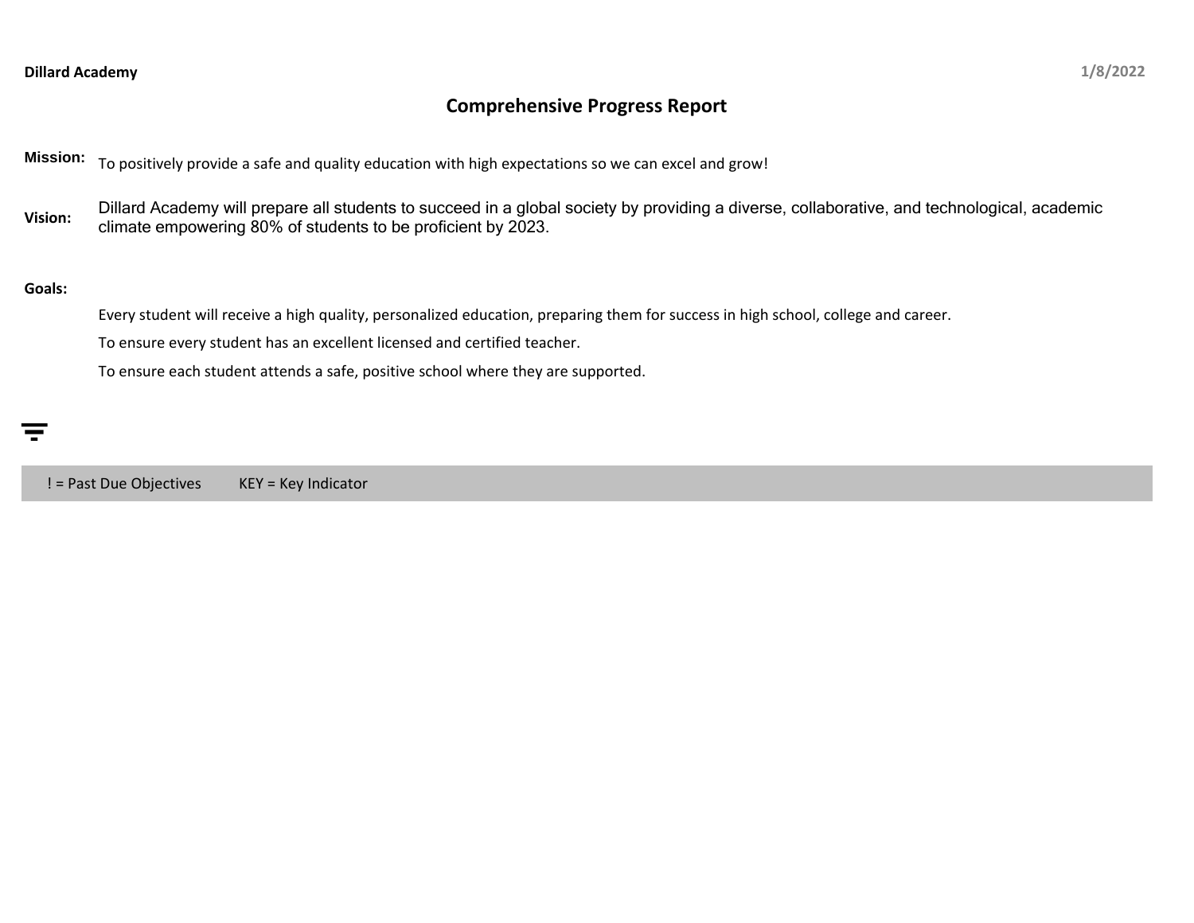**Dillard Academy** 1/8/2022

# Comprehensive Progress Report

**Mission:** To positively provide a safe and quality education with high expectations so we can excel and grow!

**Vision:** Dillard Academy will prepare all students to succeed in a global society by providing a diverse, collaborative, and technological, academic climate empowering 80% of students to be proficient by 2023.

**Goals:**

Every student will receive a high quality, personalized education, preparing them for success in high school, college and career.

To ensure every student has an excellent licensed and certified teacher.

To ensure each student attends a safe, positive school where they are supported.

! = Past Due Objectives KEY = Key Indicator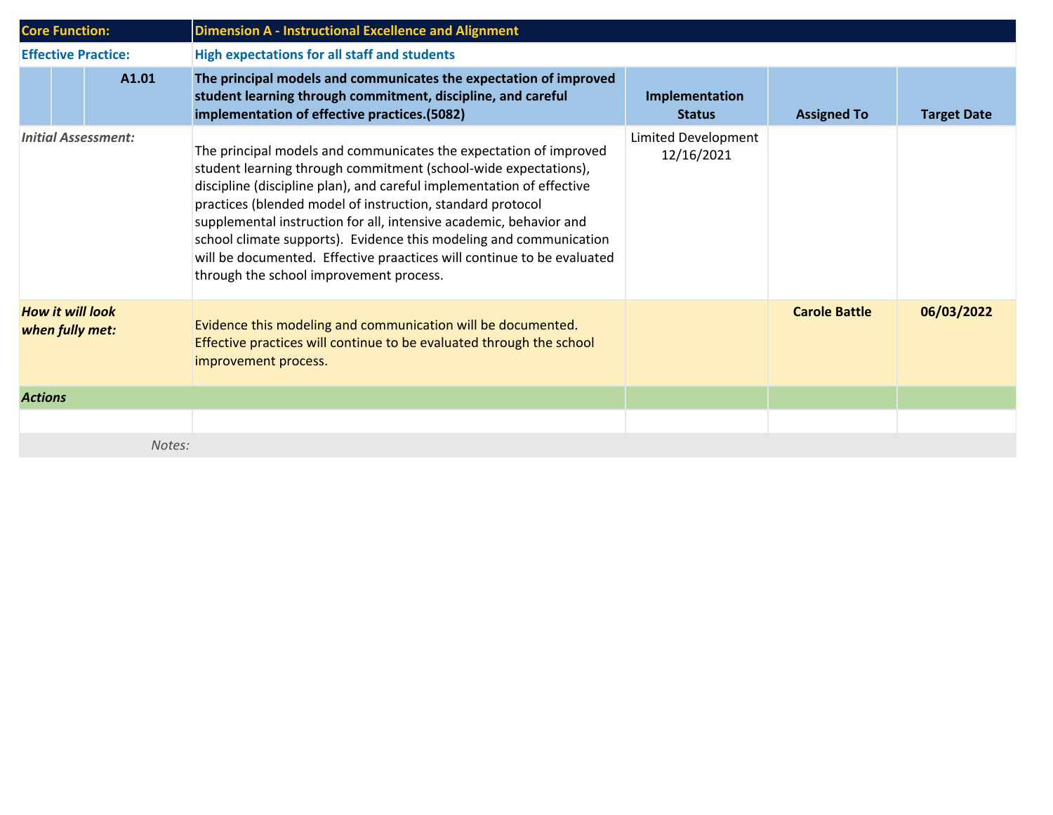| Core Function: | Dimension A - Instructional Excellence and Alignment | | | |
|---|---|---|---|---|
| **Effective Practice:** | **High expectations for all staff and students** | | | |
| **A1.01** | **The principal models and communicates the expectation of improved student learning through commitment, discipline, and careful implementation of effective practices.(5082)** | **Implementation Status** | **Assigned To** | **Target Date** |
| *Initial Assessment:* | The principal models and communicates the expectation of improved student learning through commitment (school-wide expectations), discipline (discipline plan), and careful implementation of effective practices (blended model of instruction, standard protocol supplemental instruction for all, intensive academic, behavior and school climate supports). Evidence this modeling and communication will be documented. Effective praactices will continue to be evaluated through the school improvement process. | Limited Development 12/16/2021 | | |
| ***How it will look when fully met:*** | Evidence this modeling and communication will be documented. Effective practices will continue to be evaluated through the school improvement process. | | **Carole Battle** | **06/03/2022** |
| ***Actions*** | | | | |
| | | | | |
| *Notes:* | | | | |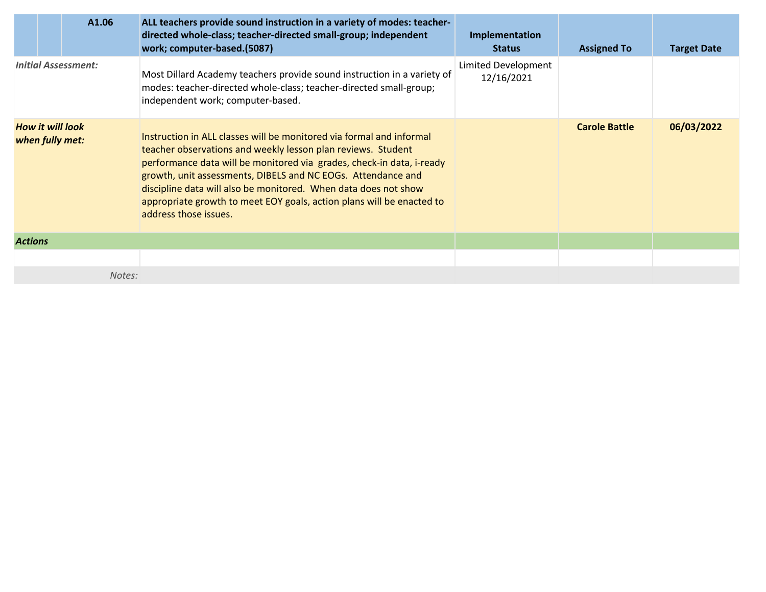| | A1.06 | ALL teachers provide sound instruction in a variety of modes: teacher-directed whole-class; teacher-directed small-group; independent work; computer-based.(5087) | Implementation Status | Assigned To | Target Date |
|---|---|---|---|---|---|
| *Initial Assessment:* | | Most Dillard Academy teachers provide sound instruction in a variety of modes: teacher-directed whole-class; teacher-directed small-group; independent work; computer-based. | Limited Development 12/16/2021 | | |
| ***How it will look when fully met:*** | | Instruction in ALL classes will be monitored via formal and informal teacher observations and weekly lesson plan reviews. Student performance data will be monitored via grades, check-in data, i-ready growth, unit assessments, DIBELS and NC EOGs. Attendance and discipline data will also be monitored. When data does not show appropriate growth to meet EOY goals, action plans will be enacted to address those issues. | | **Carole Battle** | **06/03/2022** |
| ***Actions*** | | | | | |
| | | | | | |
| | *Notes:* | | | | |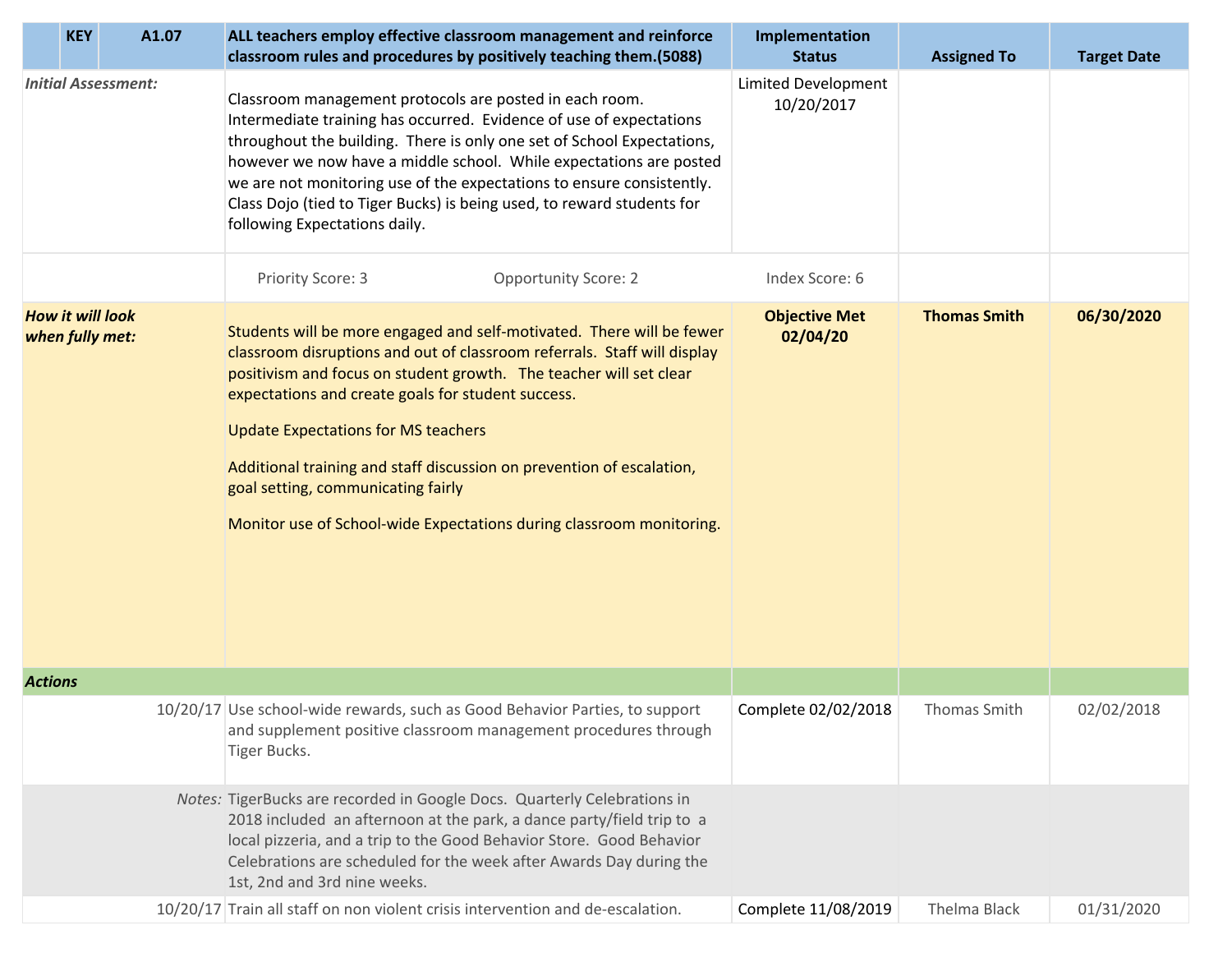| | KEY | A1.07 | ALL teachers employ effective classroom management and reinforce classroom rules and procedures by positively teaching them.(5088) | Implementation Status | Assigned To | Target Date |
|---|---|---|---|---|---|---|
| *Initial Assessment:* | | | Classroom management protocols are posted in each room. Intermediate training has occurred. Evidence of use of expectations throughout the building. There is only one set of School Expectations, however we now have a middle school. While expectations are posted we are not monitoring use of the expectations to ensure consistently. Class Dojo (tied to Tiger Bucks) is being used, to reward students for following Expectations daily. | Limited Development 10/20/2017 | | |
| | | | Priority Score: 3 Opportunity Score: 2 | Index Score: 6 | | |
| ***How it will look when fully met:*** | | | Students will be more engaged and self-motivated. There will be fewer classroom disruptions and out of classroom referrals. Staff will display positivism and focus on student growth. The teacher will set clear expectations and create goals for student success.<br><br>Update Expectations for MS teachers<br><br>Additional training and staff discussion on prevention of escalation, goal setting, communicating fairly<br><br>Monitor use of School-wide Expectations during classroom monitoring. | **Objective Met 02/04/20** | **Thomas Smith** | **06/30/2020** |
| ***Actions*** | | | | | | |
| | | 10/20/17 | Use school-wide rewards, such as Good Behavior Parties, to support and supplement positive classroom management procedures through Tiger Bucks. | Complete 02/02/2018 | Thomas Smith | 02/02/2018 |
| | | *Notes:* | TigerBucks are recorded in Google Docs. Quarterly Celebrations in 2018 included an afternoon at the park, a dance party/field trip to a local pizzeria, and a trip to the Good Behavior Store. Good Behavior Celebrations are scheduled for the week after Awards Day during the 1st, 2nd and 3rd nine weeks. | | | |
| | | 10/20/17 | Train all staff on non violent crisis intervention and de-escalation. | Complete 11/08/2019 | Thelma Black | 01/31/2020 |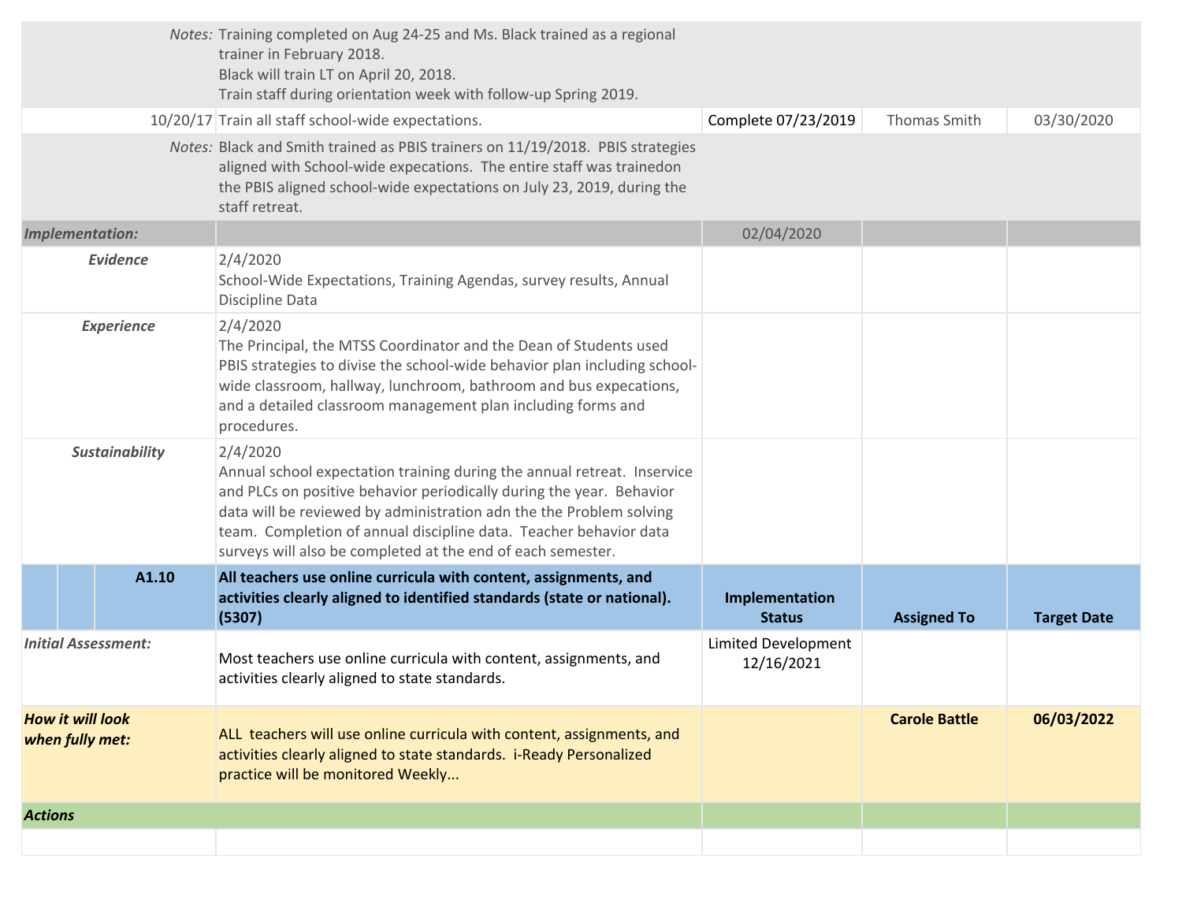| | | | | |
|---|---|---|---|---|
| *Notes:* | Training completed on Aug 24-25 and Ms. Black trained as a regional trainer in February 2018.<br>Black will train LT on April 20, 2018.<br>Train staff during orientation week with follow-up Spring 2019. | | | |
| 10/20/17 | Train all staff school-wide expectations. | Complete 07/23/2019 | Thomas Smith | 03/30/2020 |
| *Notes:* | Black and Smith trained as PBIS trainers on 11/19/2018. PBIS strategies aligned with School-wide expecations. The entire staff was trainedon the PBIS aligned school-wide expectations on July 23, 2019, during the staff retreat. | | | |
| ***Implementation:*** | | 02/04/2020 | | |
| ***Evidence*** | 2/4/2020<br>School-Wide Expectations, Training Agendas, survey results, Annual Discipline Data | | | |
| ***Experience*** | 2/4/2020<br>The Principal, the MTSS Coordinator and the Dean of Students used PBIS strategies to divise the school-wide behavior plan including school-wide classroom, hallway, lunchroom, bathroom and bus expecations, and a detailed classroom management plan including forms and procedures. | | | |
| ***Sustainability*** | 2/4/2020<br>Annual school expectation training during the annual retreat. Inservice and PLCs on positive behavior periodically during the year. Behavior data will be reviewed by administration adn the the Problem solving team. Completion of annual discipline data. Teacher behavior data surveys will also be completed at the end of each semester. | | | |
| **A1.10** | **All teachers use online curricula with content, assignments, and activities clearly aligned to identified standards (state or national). (5307)** | **Implementation Status** | **Assigned To** | **Target Date** |
| ***Initial Assessment:*** | Most teachers use online curricula with content, assignments, and activities clearly aligned to state standards. | Limited Development 12/16/2021 | | |
| ***How it will look when fully met:*** | ALL teachers will use online curricula with content, assignments, and activities clearly aligned to state standards. i-Ready Personalized practice will be monitored Weekly... | | **Carole Battle** | **06/03/2022** |
| ***Actions*** | | | | |
| | | | | |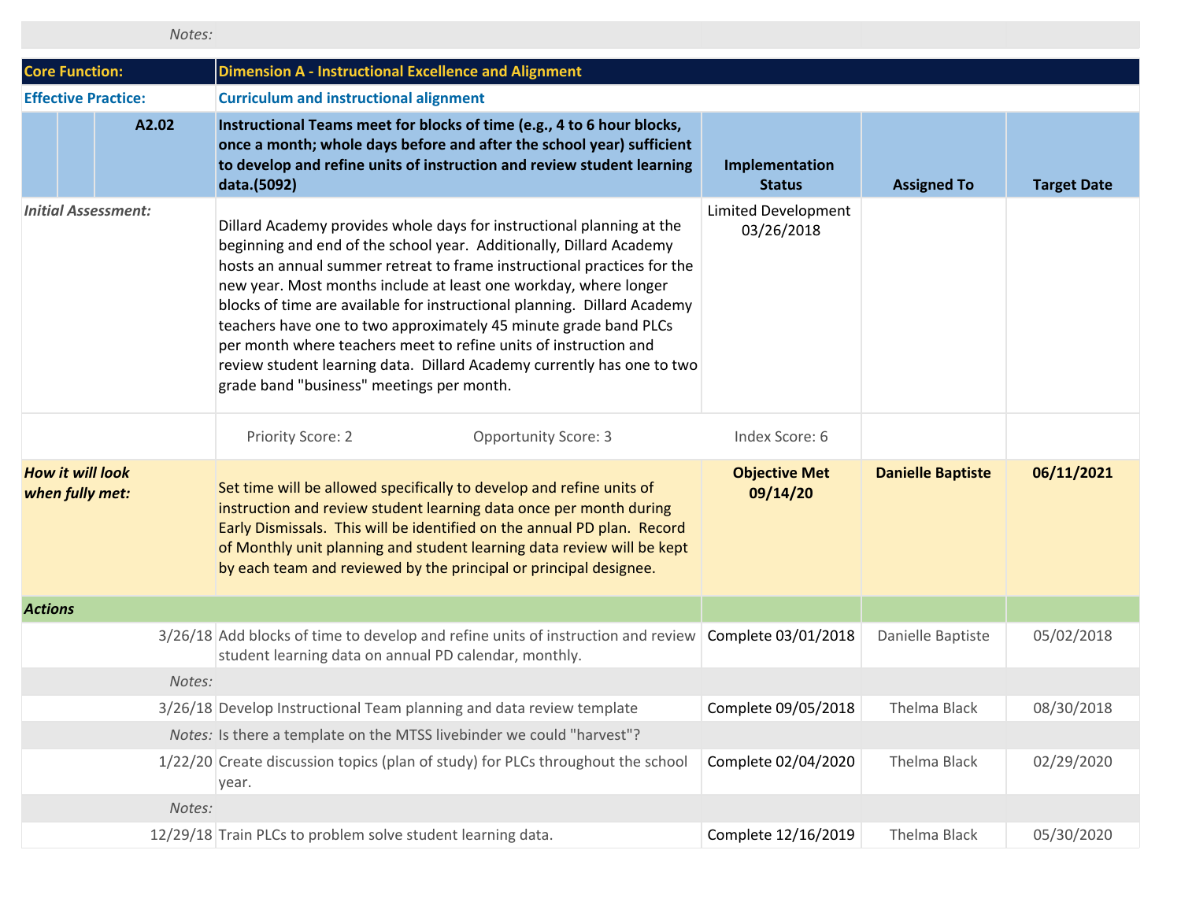| | | | | |
|---|---|---|---|---|
| *Notes:* | | | | |
| **Core Function:** | **Dimension A - Instructional Excellence and Alignment** | | | |
| **Effective Practice:** | **Curriculum and instructional alignment** | | | |
| **A2.02** | **Instructional Teams meet for blocks of time (e.g., 4 to 6 hour blocks, once a month; whole days before and after the school year) sufficient to develop and refine units of instruction and review student learning data.(5092)** | **Implementation Status** | **Assigned To** | **Target Date** |
| *Initial Assessment:* | Dillard Academy provides whole days for instructional planning at the beginning and end of the school year. Additionally, Dillard Academy hosts an annual summer retreat to frame instructional practices for the new year. Most months include at least one workday, where longer blocks of time are available for instructional planning. Dillard Academy teachers have one to two approximately 45 minute grade band PLCs per month where teachers meet to refine units of instruction and review student learning data. Dillard Academy currently has one to two grade band "business" meetings per month. | Limited Development 03/26/2018 | | |
| | Priority Score: 2 &nbsp;&nbsp;&nbsp; Opportunity Score: 3 | Index Score: 6 | | |
| ***How it will look when fully met:*** | Set time will be allowed specifically to develop and refine units of instruction and review student learning data once per month during Early Dismissals. This will be identified on the annual PD plan. Record of Monthly unit planning and student learning data review will be kept by each team and reviewed by the principal or principal designee. | **Objective Met 09/14/20** | **Danielle Baptiste** | **06/11/2021** |
| ***Actions*** | | | | |
| 3/26/18 | Add blocks of time to develop and refine units of instruction and review student learning data on annual PD calendar, monthly. | Complete 03/01/2018 | Danielle Baptiste | 05/02/2018 |
| *Notes:* | | | | |
| 3/26/18 | Develop Instructional Team planning and data review template | Complete 09/05/2018 | Thelma Black | 08/30/2018 |
| *Notes:* | Is there a template on the MTSS livebinder we could "harvest"? | | | |
| 1/22/20 | Create discussion topics (plan of study) for PLCs throughout the school year. | Complete 02/04/2020 | Thelma Black | 02/29/2020 |
| *Notes:* | | | | |
| 12/29/18 | Train PLCs to problem solve student learning data. | Complete 12/16/2019 | Thelma Black | 05/30/2020 |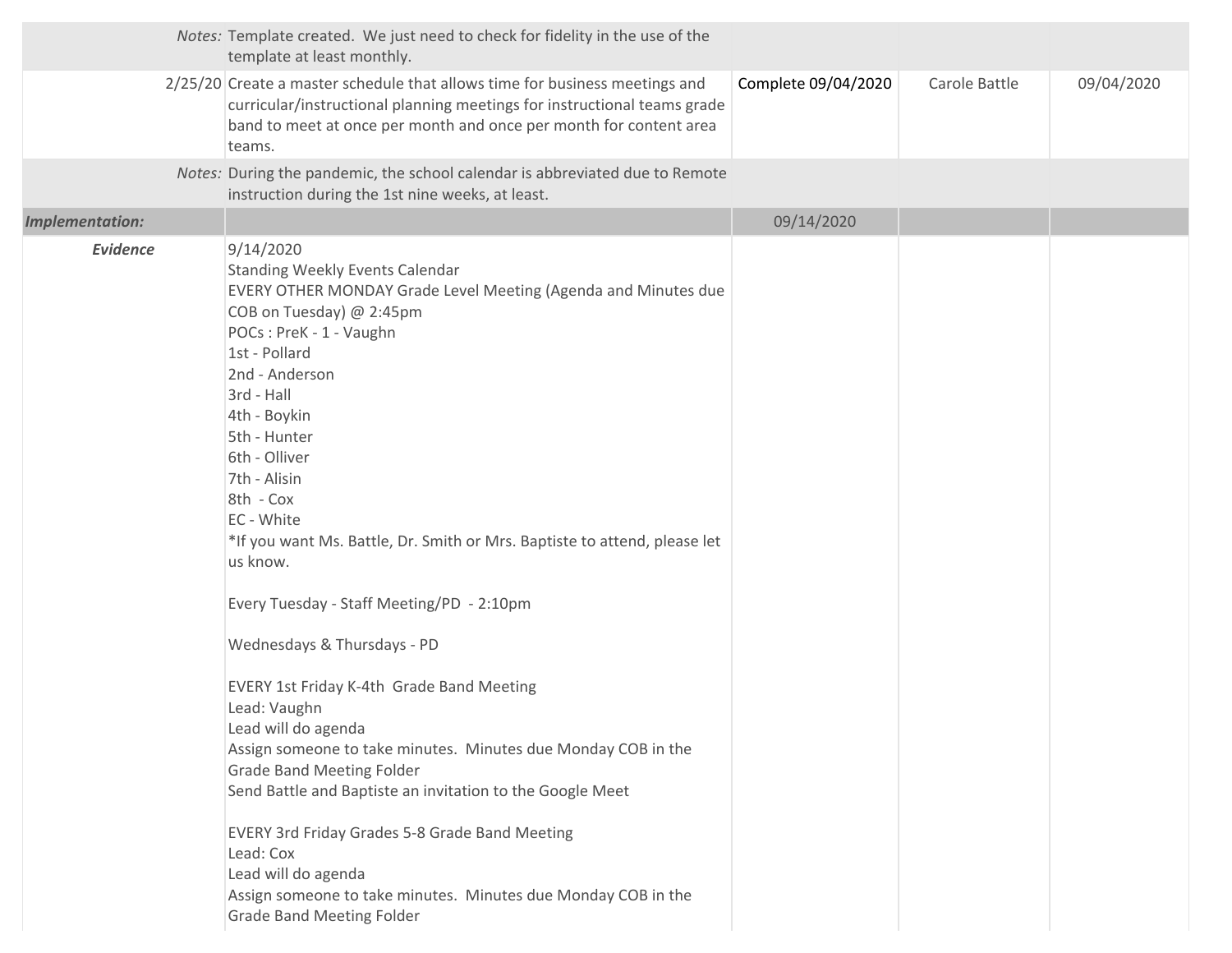| | | | | |
|---|---|---|---|---|
| *Notes:* | Template created. We just need to check for fidelity in the use of the template at least monthly. | | | |
| 2/25/20 | Create a master schedule that allows time for business meetings and curricular/instructional planning meetings for instructional teams grade band to meet at once per month and once per month for content area teams. | Complete 09/04/2020 | Carole Battle | 09/04/2020 |
| *Notes:* | During the pandemic, the school calendar is abbreviated due to Remote instruction during the 1st nine weeks, at least. | | | |
| ***Implementation:*** | | 09/14/2020 | | |
| ***Evidence*** | 9/14/2020<br>Standing Weekly Events Calendar<br>EVERY OTHER MONDAY Grade Level Meeting (Agenda and Minutes due COB on Tuesday) @ 2:45pm<br>POCs : PreK - 1 - Vaughn<br>1st - Pollard<br>2nd - Anderson<br>3rd - Hall<br>4th - Boykin<br>5th - Hunter<br>6th - Olliver<br>7th - Alisin<br>8th - Cox<br>EC - White<br>*If you want Ms. Battle, Dr. Smith or Mrs. Baptiste to attend, please let us know.<br><br>Every Tuesday - Staff Meeting/PD - 2:10pm<br><br>Wednesdays & Thursdays - PD<br><br>EVERY 1st Friday K-4th Grade Band Meeting<br>Lead: Vaughn<br>Lead will do agenda<br>Assign someone to take minutes. Minutes due Monday COB in the Grade Band Meeting Folder<br>Send Battle and Baptiste an invitation to the Google Meet<br><br>EVERY 3rd Friday Grades 5-8 Grade Band Meeting<br>Lead: Cox<br>Lead will do agenda<br>Assign someone to take minutes. Minutes due Monday COB in the Grade Band Meeting Folder | | | |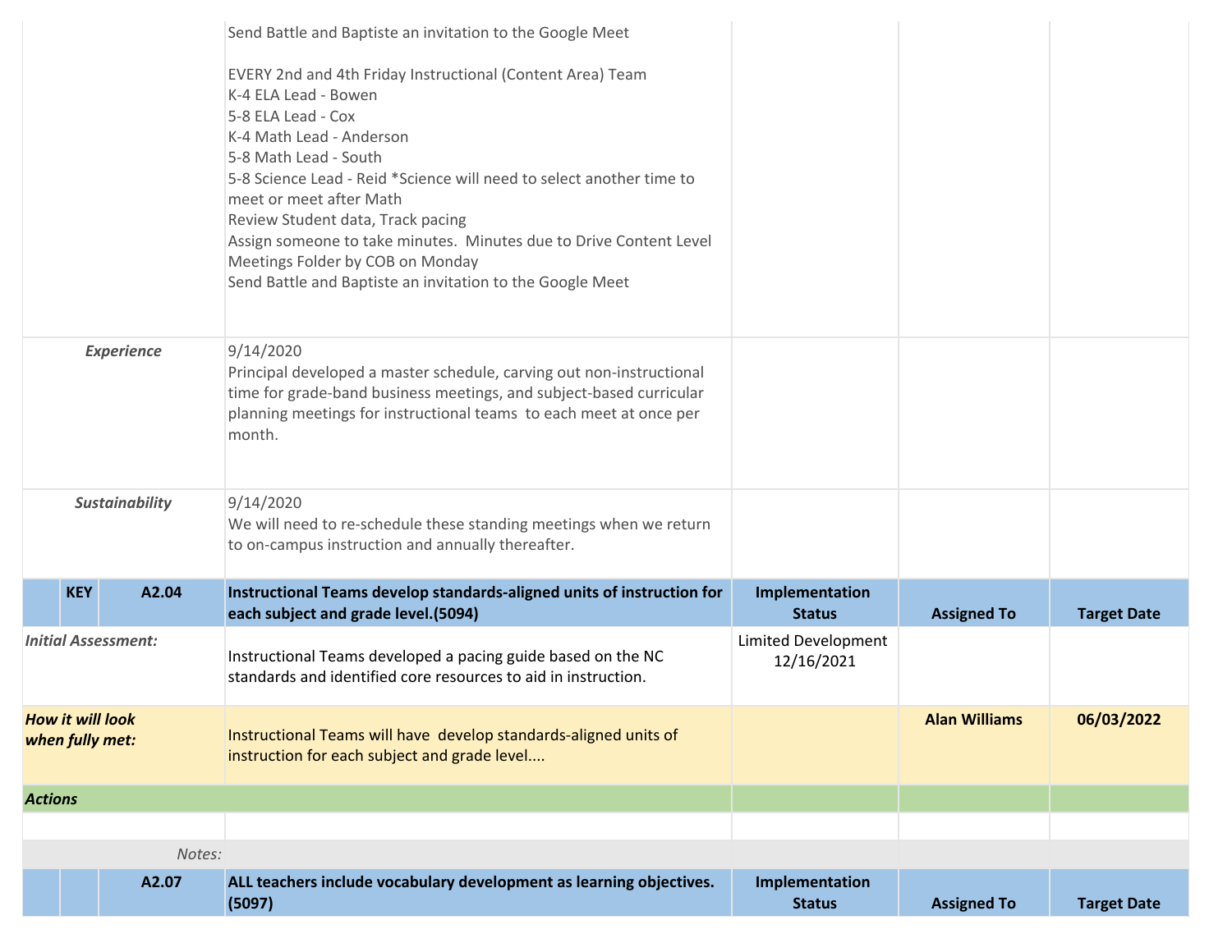| | | | | | |
|---|---|---|---|---|---|
| | | Send Battle and Baptiste an invitation to the Google Meet<br><br>EVERY 2nd and 4th Friday Instructional (Content Area) Team<br>K-4 ELA Lead - Bowen<br>5-8 ELA Lead - Cox<br>K-4 Math Lead - Anderson<br>5-8 Math Lead - South<br>5-8 Science Lead - Reid *Science will need to select another time to meet or meet after Math<br>Review Student data, Track pacing<br>Assign someone to take minutes. Minutes due to Drive Content Level Meetings Folder by COB on Monday<br>Send Battle and Baptiste an invitation to the Google Meet | | | |
| ***Experience*** | | 9/14/2020<br>Principal developed a master schedule, carving out non-instructional time for grade-band business meetings, and subject-based curricular planning meetings for instructional teams to each meet at once per month. | | | |
| ***Sustainability*** | | 9/14/2020<br>We will need to re-schedule these standing meetings when we return to on-campus instruction and annually thereafter. | | | |
| **KEY** | **A2.04** | **Instructional Teams develop standards-aligned units of instruction for each subject and grade level.(5094)** | **Implementation Status** | **Assigned To** | **Target Date** |
| ***Initial Assessment:*** | | Instructional Teams developed a pacing guide based on the NC standards and identified core resources to aid in instruction. | Limited Development 12/16/2021 | | |
| ***How it will look when fully met:*** | | Instructional Teams will have develop standards-aligned units of instruction for each subject and grade level.... | | **Alan Williams** | **06/03/2022** |
| ***Actions*** | | | | | |
| | | | | | |
| *Notes:* | | | | | |
| | **A2.07** | **ALL teachers include vocabulary development as learning objectives. (5097)** | **Implementation Status** | **Assigned To** | **Target Date** |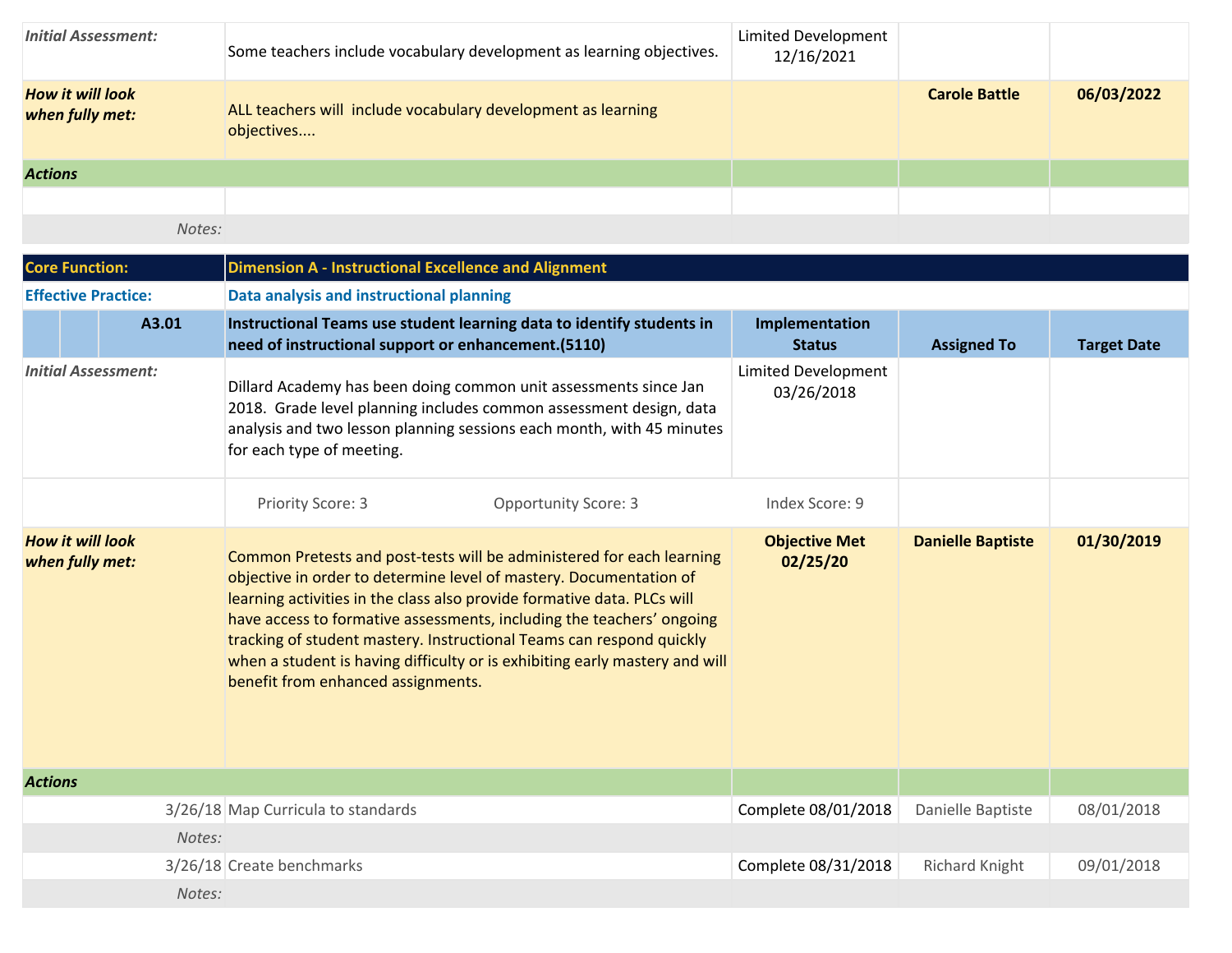| | | | | |
|---|---|---|---|---|
| ***Initial Assessment:*** | Some teachers include vocabulary development as learning objectives. | Limited Development 12/16/2021 | | |
| ***How it will look when fully met:*** | ALL teachers will include vocabulary development as learning objectives.... | | **Carole Battle** | **06/03/2022** |
| ***Actions*** | | | | |
| | | | | |
| *Notes:* | | | | |

| | | | | |
|---|---|---|---|---|
| **Core Function:** | **Dimension A - Instructional Excellence and Alignment** | | | |
| **Effective Practice:** | **Data analysis and instructional planning** | | | |
| **A3.01** | **Instructional Teams use student learning data to identify students in need of instructional support or enhancement.(5110)** | **Implementation Status** | **Assigned To** | **Target Date** |
| ***Initial Assessment:*** | Dillard Academy has been doing common unit assessments since Jan 2018. Grade level planning includes common assessment design, data analysis and two lesson planning sessions each month, with 45 minutes for each type of meeting. | Limited Development 03/26/2018 | | |
| | Priority Score: 3 Opportunity Score: 3 | Index Score: 9 | | |
| ***How it will look when fully met:*** | Common Pretests and post-tests will be administered for each learning objective in order to determine level of mastery. Documentation of learning activities in the class also provide formative data. PLCs will have access to formative assessments, including the teachers' ongoing tracking of student mastery. Instructional Teams can respond quickly when a student is having difficulty or is exhibiting early mastery and will benefit from enhanced assignments. | **Objective Met 02/25/20** | **Danielle Baptiste** | **01/30/2019** |
| ***Actions*** | | | | |
| 3/26/18 | Map Curricula to standards | Complete 08/01/2018 | Danielle Baptiste | 08/01/2018 |
| *Notes:* | | | | |
| 3/26/18 | Create benchmarks | Complete 08/31/2018 | Richard Knight | 09/01/2018 |
| *Notes:* | | | | |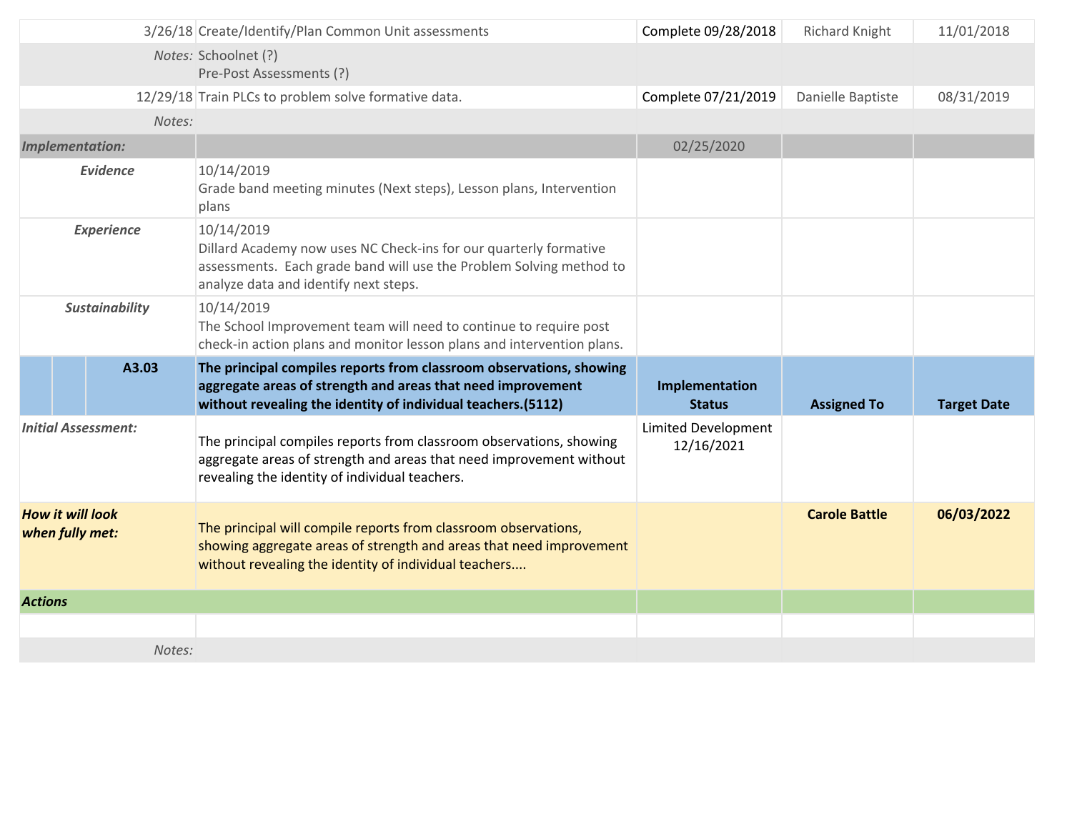| | | | | |
|---|---|---|---|---|
| 3/26/18 | Create/Identify/Plan Common Unit assessments | Complete 09/28/2018 | Richard Knight | 11/01/2018 |
| *Notes:* | Schoolnet (?)<br>Pre-Post Assessments (?) | | | |
| 12/29/18 | Train PLCs to problem solve formative data. | Complete 07/21/2019 | Danielle Baptiste | 08/31/2019 |
| *Notes:* | | | | |
| ***Implementation:*** | | 02/25/2020 | | |
| ***Evidence*** | 10/14/2019<br>Grade band meeting minutes (Next steps), Lesson plans, Intervention plans | | | |
| ***Experience*** | 10/14/2019<br>Dillard Academy now uses NC Check-ins for our quarterly formative assessments. Each grade band will use the Problem Solving method to analyze data and identify next steps. | | | |
| ***Sustainability*** | 10/14/2019<br>The School Improvement team will need to continue to require post check-in action plans and monitor lesson plans and intervention plans. | | | |
| **A3.03** | **The principal compiles reports from classroom observations, showing aggregate areas of strength and areas that need improvement without revealing the identity of individual teachers.(5112)** | **Implementation Status** | **Assigned To** | **Target Date** |
| ***Initial Assessment:*** | The principal compiles reports from classroom observations, showing aggregate areas of strength and areas that need improvement without revealing the identity of individual teachers. | Limited Development 12/16/2021 | | |
| ***How it will look when fully met:*** | The principal will compile reports from classroom observations, showing aggregate areas of strength and areas that need improvement without revealing the identity of individual teachers.... | | **Carole Battle** | **06/03/2022** |
| ***Actions*** | | | | |
| | | | | |
| *Notes:* | | | | |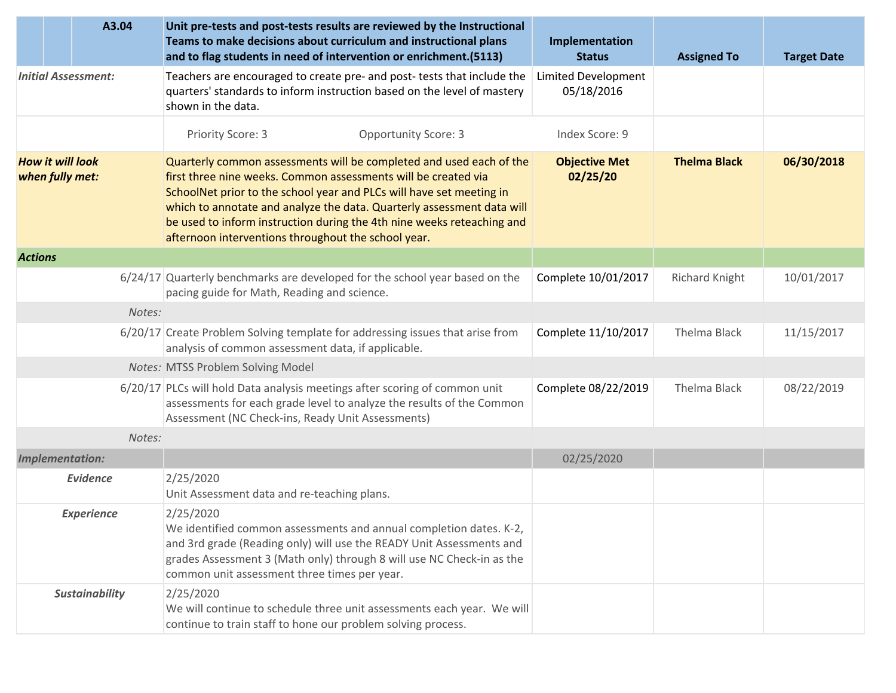| | A3.04 | Unit pre-tests and post-tests results are reviewed by the Instructional Teams to make decisions about curriculum and instructional plans and to flag students in need of intervention or enrichment.(5113) | Implementation Status | Assigned To | Target Date |
|---|---|---|---|---|---|
| *Initial Assessment:* | | Teachers are encouraged to create pre- and post- tests that include the quarters' standards to inform instruction based on the level of mastery shown in the data. | Limited Development 05/18/2016 | | |
| | | Priority Score: 3 Opportunity Score: 3 | Index Score: 9 | | |
| ***How it will look when fully met:*** | | Quarterly common assessments will be completed and used each of the first three nine weeks. Common assessments will be created via SchoolNet prior to the school year and PLCs will have set meeting in which to annotate and analyze the data. Quarterly assessment data will be used to inform instruction during the 4th nine weeks reteaching and afternoon interventions throughout the school year. | **Objective Met 02/25/20** | **Thelma Black** | **06/30/2018** |
| ***Actions*** | | | | | |
| | 6/24/17 | Quarterly benchmarks are developed for the school year based on the pacing guide for Math, Reading and science. | Complete 10/01/2017 | Richard Knight | 10/01/2017 |
| | *Notes:* | | | | |
| | 6/20/17 | Create Problem Solving template for addressing issues that arise from analysis of common assessment data, if applicable. | Complete 11/10/2017 | Thelma Black | 11/15/2017 |
| | *Notes:* | MTSS Problem Solving Model | | | |
| | 6/20/17 | PLCs will hold Data analysis meetings after scoring of common unit assessments for each grade level to analyze the results of the Common Assessment (NC Check-ins, Ready Unit Assessments) | Complete 08/22/2019 | Thelma Black | 08/22/2019 |
| | *Notes:* | | | | |
| ***Implementation:*** | | | 02/25/2020 | | |
| ***Evidence*** | | 2/25/2020<br>Unit Assessment data and re-teaching plans. | | | |
| ***Experience*** | | 2/25/2020<br>We identified common assessments and annual completion dates. K-2, and 3rd grade (Reading only) will use the READY Unit Assessments and grades Assessment 3 (Math only) through 8 will use NC Check-in as the common unit assessment three times per year. | | | |
| ***Sustainability*** | | 2/25/2020<br>We will continue to schedule three unit assessments each year. We will continue to train staff to hone our problem solving process. | | | |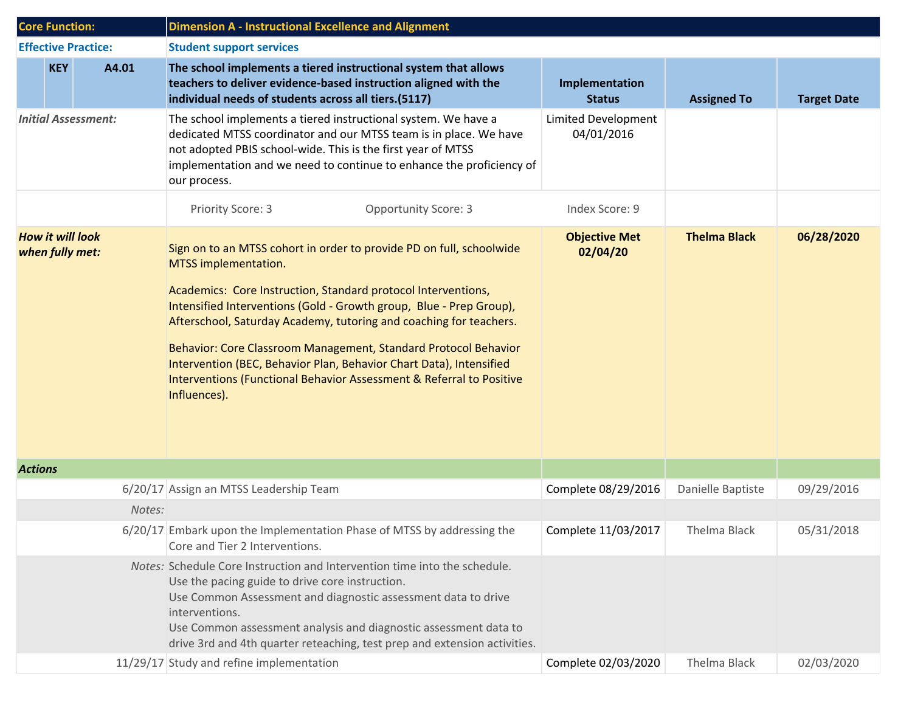| Core Function: | | | Dimension A - Instructional Excellence and Alignment | | | |
|---|---|---|---|---|---|---|
| **Effective Practice:** | | | **Student support services** | | | |
| | **KEY** | **A4.01** | **The school implements a tiered instructional system that allows teachers to deliver evidence-based instruction aligned with the individual needs of students across all tiers.(5117)** | **Implementation Status** | **Assigned To** | **Target Date** |
| *Initial Assessment:* | | | The school implements a tiered instructional system. We have a dedicated MTSS coordinator and our MTSS team is in place. We have not adopted PBIS school-wide. This is the first year of MTSS implementation and we need to continue to enhance the proficiency of our process. | Limited Development 04/01/2016 | | |
| | | | Priority Score: 3 Opportunity Score: 3 | Index Score: 9 | | |
| ***How it will look when fully met:*** | | | Sign on to an MTSS cohort in order to provide PD on full, schoolwide MTSS implementation.<br><br>Academics: Core Instruction, Standard protocol Interventions, Intensified Interventions (Gold - Growth group, Blue - Prep Group), Afterschool, Saturday Academy, tutoring and coaching for teachers.<br><br>Behavior: Core Classroom Management, Standard Protocol Behavior Intervention (BEC, Behavior Plan, Behavior Chart Data), Intensified Interventions (Functional Behavior Assessment & Referral to Positive Influences). | **Objective Met 02/04/20** | **Thelma Black** | **06/28/2020** |
| ***Actions*** | | | | | | |
| | | 6/20/17 | Assign an MTSS Leadership Team | Complete 08/29/2016 | Danielle Baptiste | 09/29/2016 |
| | | *Notes:* | | | | |
| | | 6/20/17 | Embark upon the Implementation Phase of MTSS by addressing the Core and Tier 2 Interventions. | Complete 11/03/2017 | Thelma Black | 05/31/2018 |
| | | *Notes:* | Schedule Core Instruction and Intervention time into the schedule.<br>Use the pacing guide to drive core instruction.<br>Use Common Assessment and diagnostic assessment data to drive interventions.<br>Use Common assessment analysis and diagnostic assessment data to drive 3rd and 4th quarter reteaching, test prep and extension activities. | | | |
| | | 11/29/17 | Study and refine implementation | Complete 02/03/2020 | Thelma Black | 02/03/2020 |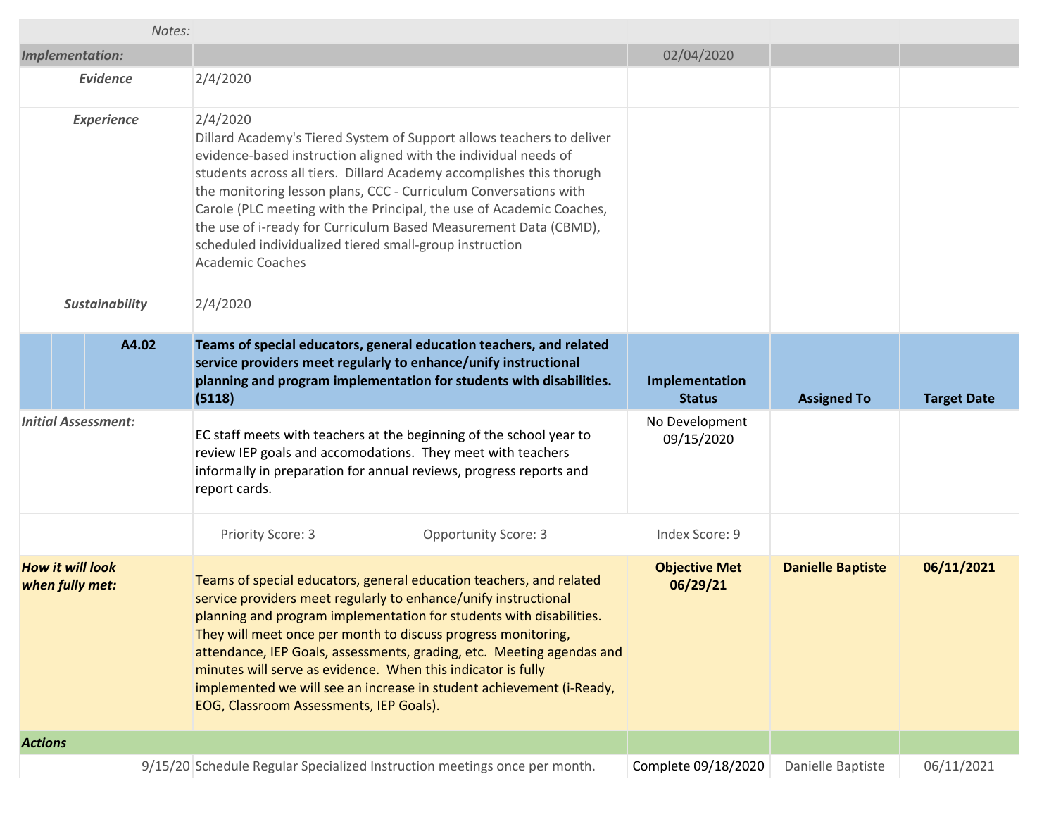| | | | | |
|---|---|---|---|---|
| *Notes:* | | | | |
| ***Implementation:*** | | 02/04/2020 | | |
| ***Evidence*** | 2/4/2020 | | | |
| ***Experience*** | 2/4/2020<br>Dillard Academy's Tiered System of Support allows teachers to deliver evidence-based instruction aligned with the individual needs of students across all tiers. Dillard Academy accomplishes this thorugh the monitoring lesson plans, CCC - Curriculum Conversations with Carole (PLC meeting with the Principal, the use of Academic Coaches, the use of i-ready for Curriculum Based Measurement Data (CBMD), scheduled individualized tiered small-group instruction<br>Academic Coaches | | | |
| ***Sustainability*** | 2/4/2020 | | | |
| **A4.02** | **Teams of special educators, general education teachers, and related service providers meet regularly to enhance/unify instructional planning and program implementation for students with disabilities. (5118)** | **Implementation Status** | **Assigned To** | **Target Date** |
| ***Initial Assessment:*** | EC staff meets with teachers at the beginning of the school year to review IEP goals and accomodations. They meet with teachers informally in preparation for annual reviews, progress reports and report cards. | No Development<br>09/15/2020 | | |
| | Priority Score: 3 Opportunity Score: 3 | Index Score: 9 | | |
| ***How it will look when fully met:*** | Teams of special educators, general education teachers, and related service providers meet regularly to enhance/unify instructional planning and program implementation for students with disabilities. They will meet once per month to discuss progress monitoring, attendance, IEP Goals, assessments, grading, etc. Meeting agendas and minutes will serve as evidence. When this indicator is fully implemented we will see an increase in student achievement (i-Ready, EOG, Classroom Assessments, IEP Goals). | **Objective Met<br>06/29/21** | **Danielle Baptiste** | **06/11/2021** |
| ***Actions*** | | | | |
| 9/15/20 | Schedule Regular Specialized Instruction meetings once per month. | Complete 09/18/2020 | Danielle Baptiste | 06/11/2021 |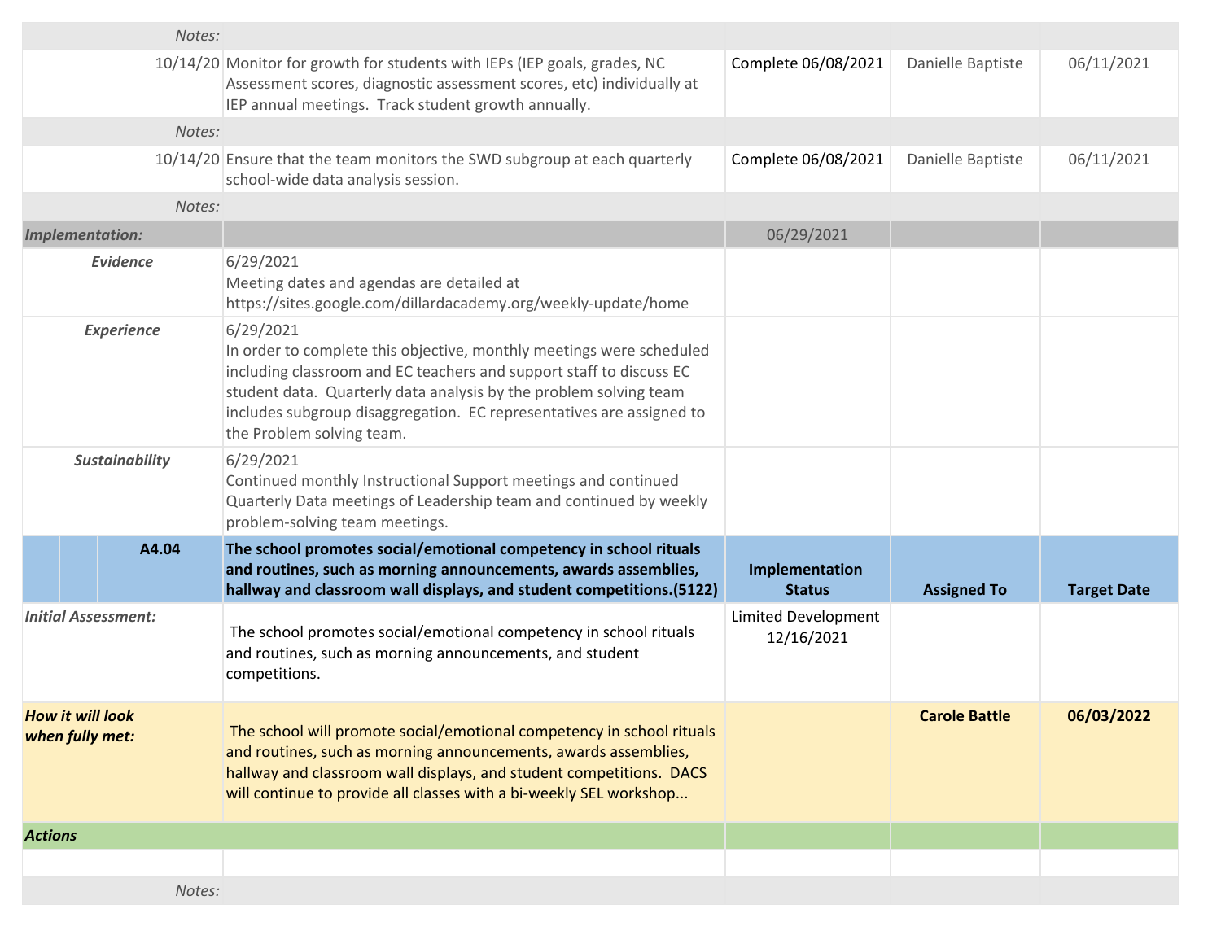| | | | | |
|---|---|---|---|---|
| *Notes:* | | | | |
| 10/14/20 | Monitor for growth for students with IEPs (IEP goals, grades, NC Assessment scores, diagnostic assessment scores, etc) individually at IEP annual meetings. Track student growth annually. | Complete 06/08/2021 | Danielle Baptiste | 06/11/2021 |
| *Notes:* | | | | |
| 10/14/20 | Ensure that the team monitors the SWD subgroup at each quarterly school-wide data analysis session. | Complete 06/08/2021 | Danielle Baptiste | 06/11/2021 |
| *Notes:* | | | | |
| ***Implementation:*** | | 06/29/2021 | | |
| ***Evidence*** | 6/29/2021<br>Meeting dates and agendas are detailed at https://sites.google.com/dillardacademy.org/weekly-update/home | | | |
| ***Experience*** | 6/29/2021<br>In order to complete this objective, monthly meetings were scheduled including classroom and EC teachers and support staff to discuss EC student data. Quarterly data analysis by the problem solving team includes subgroup disaggregation. EC representatives are assigned to the Problem solving team. | | | |
| ***Sustainability*** | 6/29/2021<br>Continued monthly Instructional Support meetings and continued Quarterly Data meetings of Leadership team and continued by weekly problem-solving team meetings. | | | |
| **A4.04** | **The school promotes social/emotional competency in school rituals and routines, such as morning announcements, awards assemblies, hallway and classroom wall displays, and student competitions.(5122)** | **Implementation Status** | **Assigned To** | **Target Date** |
| ***Initial Assessment:*** | The school promotes social/emotional competency in school rituals and routines, such as morning announcements, and student competitions. | Limited Development 12/16/2021 | | |
| ***How it will look when fully met:*** | The school will promote social/emotional competency in school rituals and routines, such as morning announcements, awards assemblies, hallway and classroom wall displays, and student competitions. DACS will continue to provide all classes with a bi-weekly SEL workshop... | | **Carole Battle** | **06/03/2022** |
| ***Actions*** | | | | |
| | | | | |
| *Notes:* | | | | |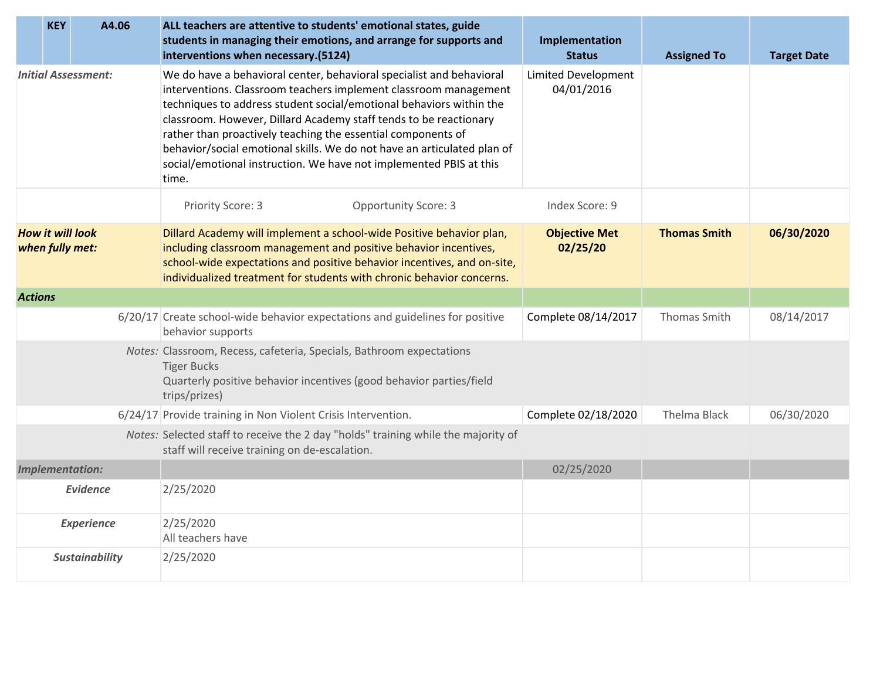| | KEY | A4.06 | ALL teachers are attentive to students' emotional states, guide students in managing their emotions, and arrange for supports and interventions when necessary.(5124) | Implementation Status | Assigned To | Target Date |
|---|---|---|---|---|---|---|
| *Initial Assessment:* | | | We do have a behavioral center, behavioral specialist and behavioral interventions. Classroom teachers implement classroom management techniques to address student social/emotional behaviors within the classroom. However, Dillard Academy staff tends to be reactionary rather than proactively teaching the essential components of behavior/social emotional skills. We do not have an articulated plan of social/emotional instruction. We have not implemented PBIS at this time. | Limited Development 04/01/2016 | | |
| | | | Priority Score: 3 Opportunity Score: 3 | Index Score: 9 | | |
| ***How it will look when fully met:*** | | | Dillard Academy will implement a school-wide Positive behavior plan, including classroom management and positive behavior incentives, school-wide expectations and positive behavior incentives, and on-site, individualized treatment for students with chronic behavior concerns. | **Objective Met 02/25/20** | **Thomas Smith** | **06/30/2020** |
| ***Actions*** | | | | | | |
| | | 6/20/17 | Create school-wide behavior expectations and guidelines for positive behavior supports | Complete 08/14/2017 | Thomas Smith | 08/14/2017 |
| | | *Notes:* | Classroom, Recess, cafeteria, Specials, Bathroom expectations<br>Tiger Bucks<br>Quarterly positive behavior incentives (good behavior parties/field trips/prizes) | | | |
| | | 6/24/17 | Provide training in Non Violent Crisis Intervention. | Complete 02/18/2020 | Thelma Black | 06/30/2020 |
| | | *Notes:* | Selected staff to receive the 2 day "holds" training while the majority of staff will receive training on de-escalation. | | | |
| ***Implementation:*** | | | | 02/25/2020 | | |
| ***Evidence*** | | | 2/25/2020 | | | |
| ***Experience*** | | | 2/25/2020<br>All teachers have | | | |
| ***Sustainability*** | | | 2/25/2020 | | | |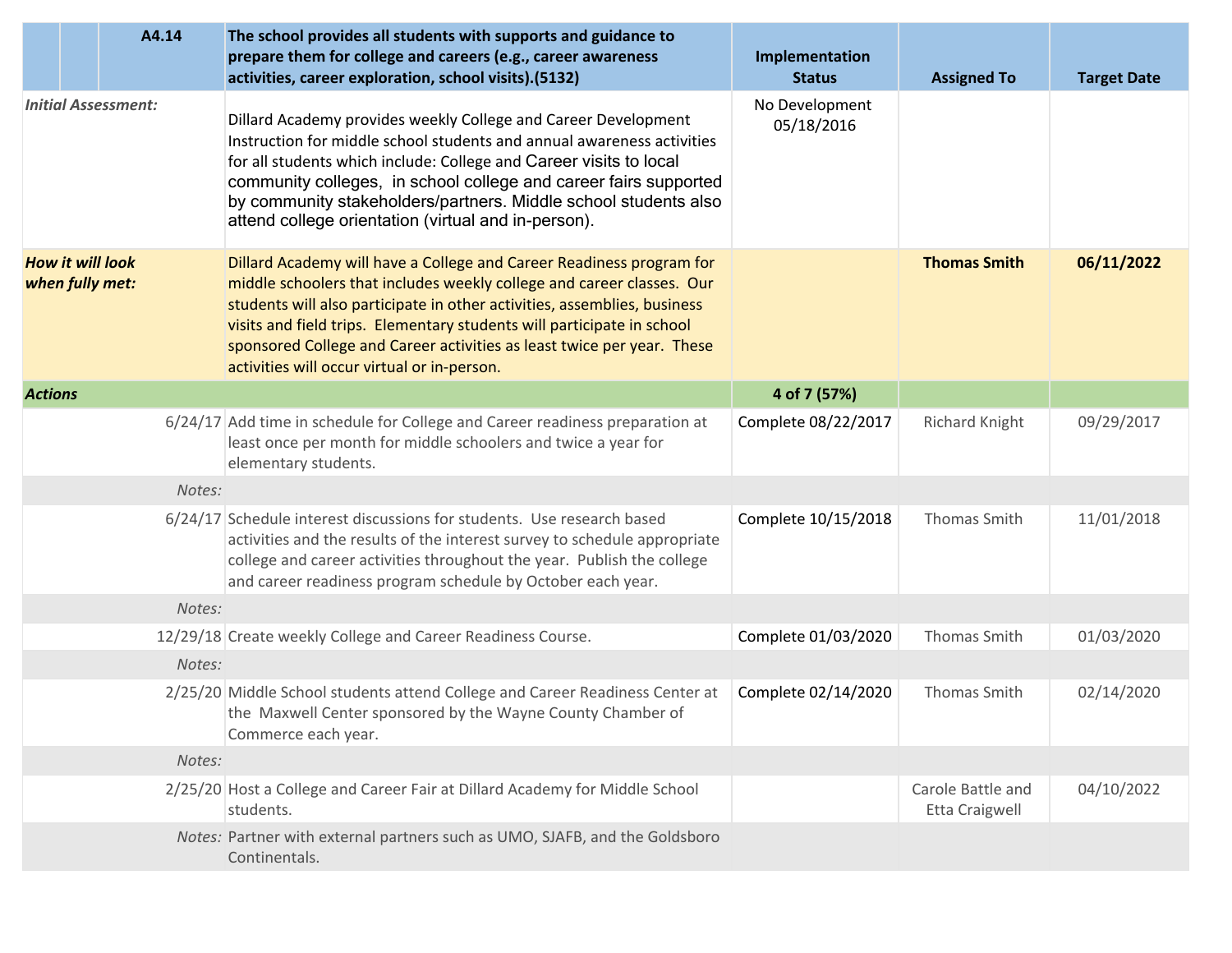| | A4.14 | The school provides all students with supports and guidance to prepare them for college and careers (e.g., career awareness activities, career exploration, school visits).(5132) | Implementation Status | Assigned To | Target Date |
|---|---|---|---|---|---|
| *Initial Assessment:* | | Dillard Academy provides weekly College and Career Development Instruction for middle school students and annual awareness activities for all students which include: College and Career visits to local community colleges, in school college and career fairs supported by community stakeholders/partners. Middle school students also attend college orientation (virtual and in-person). | No Development 05/18/2016 | | |
| ***How it will look when fully met:*** | | Dillard Academy will have a College and Career Readiness program for middle schoolers that includes weekly college and career classes. Our students will also participate in other activities, assemblies, business visits and field trips. Elementary students will participate in school sponsored College and Career activities as least twice per year. These activities will occur virtual or in-person. | | **Thomas Smith** | **06/11/2022** |
| ***Actions*** | | | **4 of 7 (57%)** | | |
| | 6/24/17 | Add time in schedule for College and Career readiness preparation at least once per month for middle schoolers and twice a year for elementary students. | Complete 08/22/2017 | Richard Knight | 09/29/2017 |
| | *Notes:* | | | | |
| | 6/24/17 | Schedule interest discussions for students. Use research based activities and the results of the interest survey to schedule appropriate college and career activities throughout the year. Publish the college and career readiness program schedule by October each year. | Complete 10/15/2018 | Thomas Smith | 11/01/2018 |
| | *Notes:* | | | | |
| | 12/29/18 | Create weekly College and Career Readiness Course. | Complete 01/03/2020 | Thomas Smith | 01/03/2020 |
| | *Notes:* | | | | |
| | 2/25/20 | Middle School students attend College and Career Readiness Center at the Maxwell Center sponsored by the Wayne County Chamber of Commerce each year. | Complete 02/14/2020 | Thomas Smith | 02/14/2020 |
| | *Notes:* | | | | |
| | 2/25/20 | Host a College and Career Fair at Dillard Academy for Middle School students. | | Carole Battle and Etta Craigwell | 04/10/2022 |
| | *Notes:* | Partner with external partners such as UMO, SJAFB, and the Goldsboro Continentals. | | | |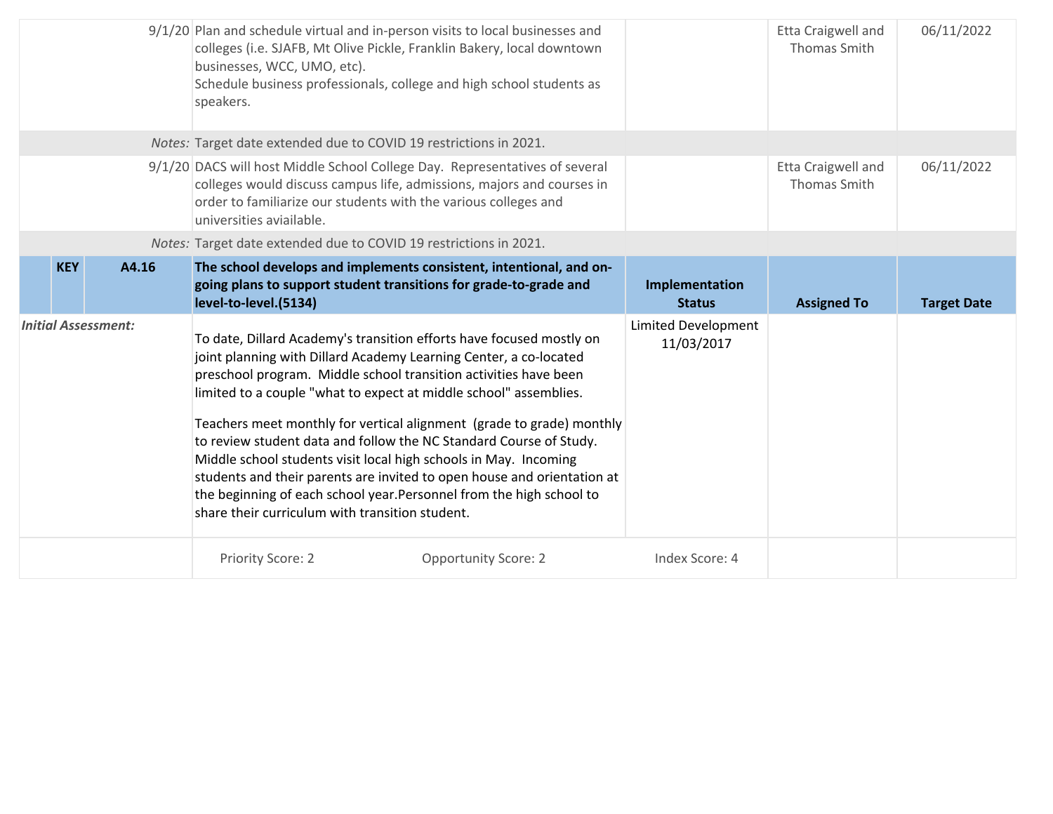| | | | |
|---|---|---|---|
| 9/1/20 | Plan and schedule virtual and in-person visits to local businesses and colleges (i.e. SJAFB, Mt Olive Pickle, Franklin Bakery, local downtown businesses, WCC, UMO, etc).<br>Schedule business professionals, college and high school students as speakers. | Etta Craigwell and Thomas Smith | 06/11/2022 |
| *Notes:* | Target date extended due to COVID 19 restrictions in 2021. | | |
| 9/1/20 | DACS will host Middle School College Day. Representatives of several colleges would discuss campus life, admissions, majors and courses in order to familiarize our students with the various colleges and universities aviailable. | Etta Craigwell and Thomas Smith | 06/11/2022 |
| *Notes:* | Target date extended due to COVID 19 restrictions in 2021. | | |

| KEY | A4.16 | The school develops and implements consistent, intentional, and on-going plans to support student transitions for grade-to-grade and level-to-level.(5134) | Implementation Status | Assigned To | Target Date |
|---|---|---|---|---|---|
| *Initial Assessment:* | | To date, Dillard Academy's transition efforts have focused mostly on joint planning with Dillard Academy Learning Center, a co-located preschool program. Middle school transition activities have been limited to a couple "what to expect at middle school" assemblies.<br><br>Teachers meet monthly for vertical alignment (grade to grade) monthly to review student data and follow the NC Standard Course of Study. Middle school students visit local high schools in May. Incoming students and their parents are invited to open house and orientation at the beginning of each school year.Personnel from the high school to share their curriculum with transition student. | Limited Development 11/03/2017 | | |
| | | Priority Score: 2 &nbsp;&nbsp;&nbsp; Opportunity Score: 2 | Index Score: 4 | | |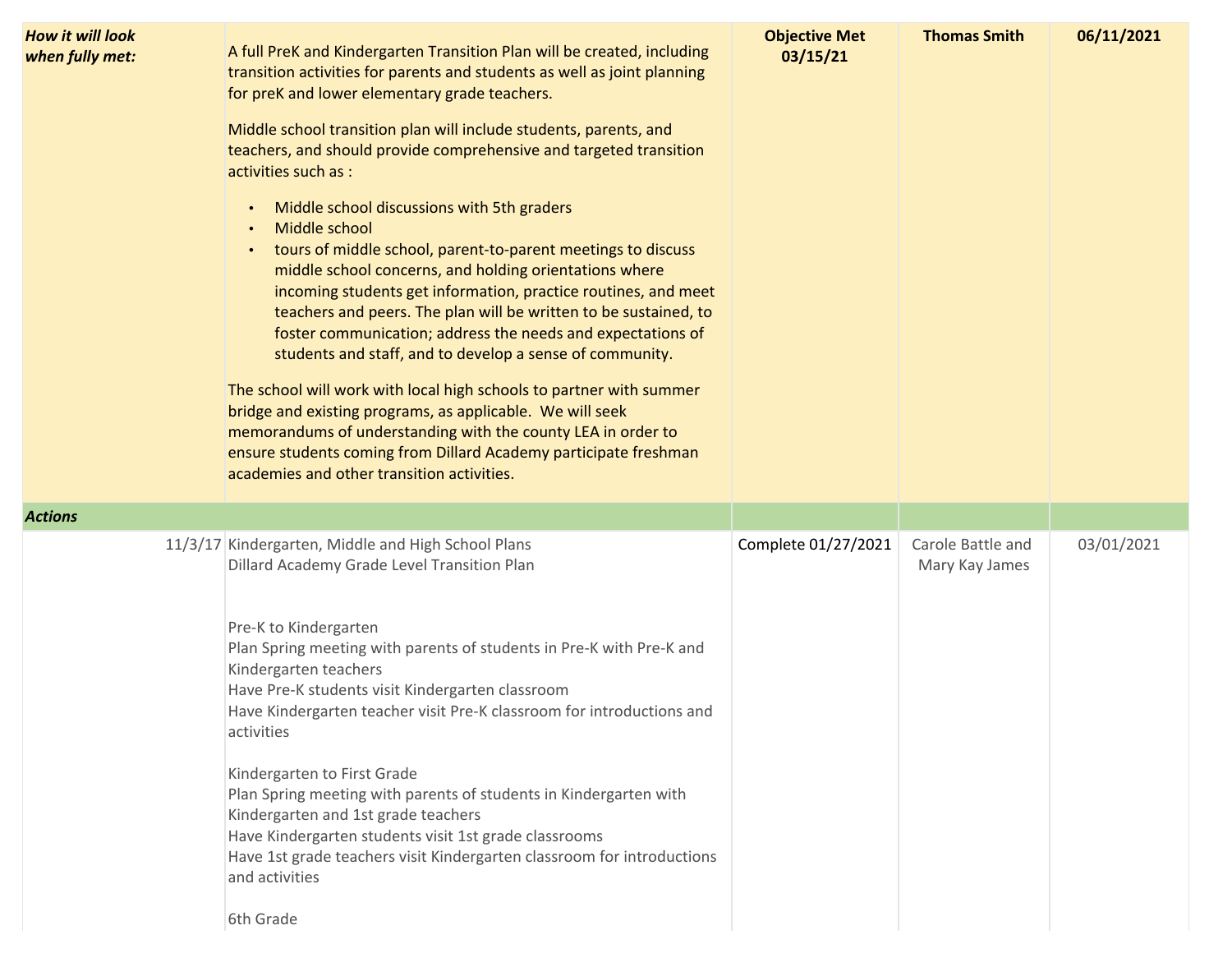| *How it will look when fully met:* | A full PreK and Kindergarten Transition Plan will be created, including transition activities for parents and students as well as joint planning for preK and lower elementary grade teachers.<br><br>Middle school transition plan will include students, parents, and teachers, and should provide comprehensive and targeted transition activities such as :<br><br>• Middle school discussions with 5th graders<br>• Middle school<br>• tours of middle school, parent-to-parent meetings to discuss middle school concerns, and holding orientations where incoming students get information, practice routines, and meet teachers and peers. The plan will be written to be sustained, to foster communication; address the needs and expectations of students and staff, and to develop a sense of community.<br><br>The school will work with local high schools to partner with summer bridge and existing programs, as applicable. We will seek memorandums of understanding with the county LEA in order to ensure students coming from Dillard Academy participate freshman academies and other transition activities. | **Objective Met 03/15/21** | **Thomas Smith** | **06/11/2021** |
|---|---|---|---|---|
| ***Actions*** | | | | |
| 11/3/17 | Kindergarten, Middle and High School Plans<br>Dillard Academy Grade Level Transition Plan<br><br>Pre-K to Kindergarten<br>Plan Spring meeting with parents of students in Pre-K with Pre-K and Kindergarten teachers<br>Have Pre-K students visit Kindergarten classroom<br>Have Kindergarten teacher visit Pre-K classroom for introductions and activities<br><br>Kindergarten to First Grade<br>Plan Spring meeting with parents of students in Kindergarten with Kindergarten and 1st grade teachers<br>Have Kindergarten students visit 1st grade classrooms<br>Have 1st grade teachers visit Kindergarten classroom for introductions and activities<br><br>6th Grade | Complete 01/27/2021 | Carole Battle and Mary Kay James | 03/01/2021 |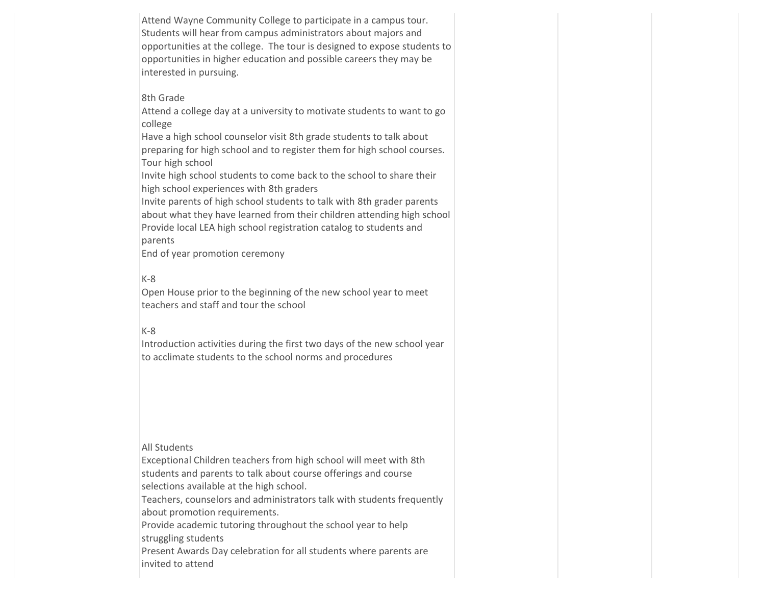| | | | | |
|---|---|---|---|---|
| | Attend Wayne Community College to participate in a campus tour. Students will hear from campus administrators about majors and opportunities at the college. The tour is designed to expose students to opportunities in higher education and possible careers they may be interested in pursuing.<br><br>8th Grade<br>Attend a college day at a university to motivate students to want to go college<br>Have a high school counselor visit 8th grade students to talk about preparing for high school and to register them for high school courses.<br>Tour high school<br>Invite high school students to come back to the school to share their high school experiences with 8th graders<br>Invite parents of high school students to talk with 8th grader parents about what they have learned from their children attending high school<br>Provide local LEA high school registration catalog to students and parents<br>End of year promotion ceremony<br><br>K-8<br>Open House prior to the beginning of the new school year to meet teachers and staff and tour the school<br><br>K-8<br>Introduction activities during the first two days of the new school year to acclimate students to the school norms and procedures<br><br>All Students<br>Exceptional Children teachers from high school will meet with 8th students and parents to talk about course offerings and course selections available at the high school.<br>Teachers, counselors and administrators talk with students frequently about promotion requirements.<br>Provide academic tutoring throughout the school year to help struggling students<br>Present Awards Day celebration for all students where parents are invited to attend | | | |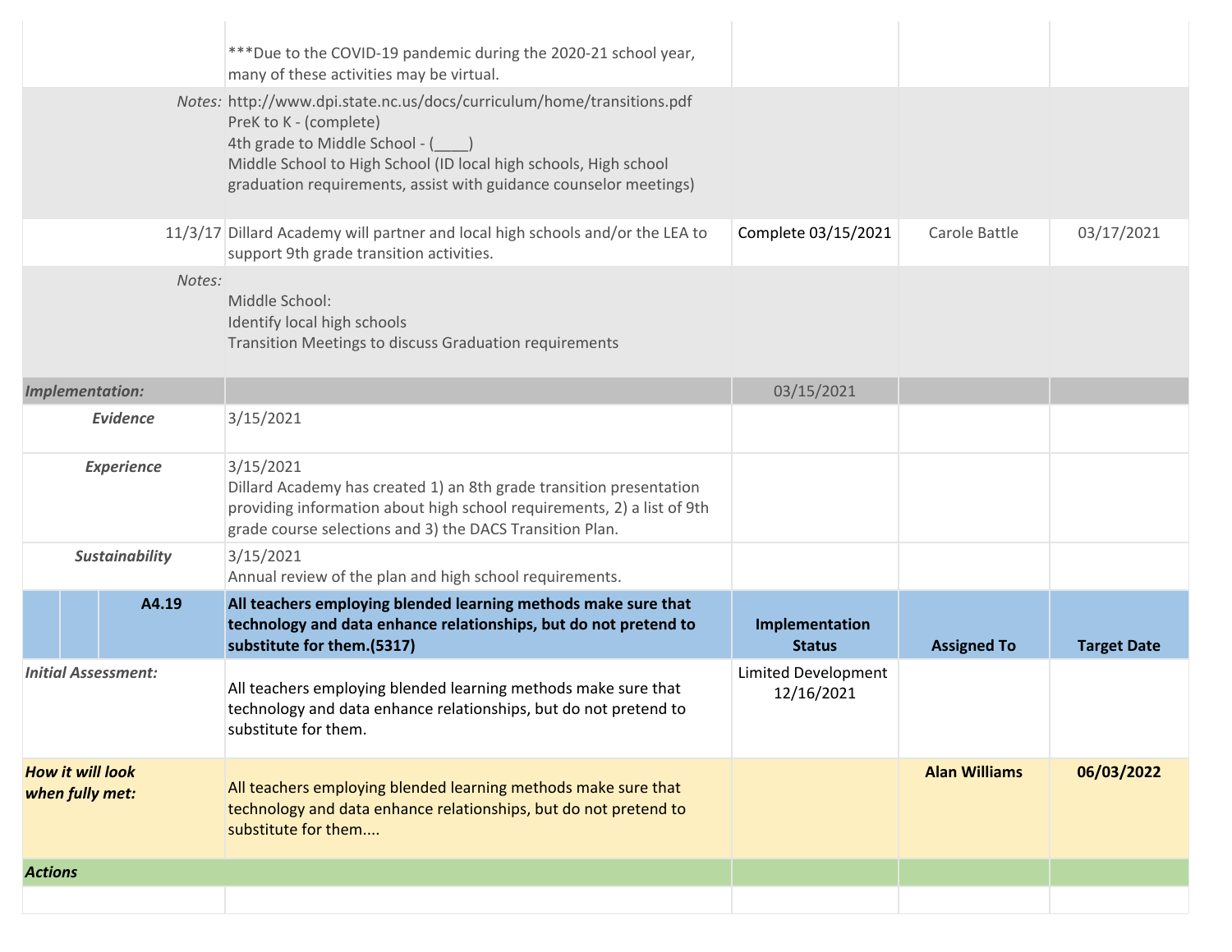| | | | | |
|---|---|---|---|---|
| | ***Due to the COVID-19 pandemic during the 2020-21 school year, many of these activities may be virtual. | | | |
| *Notes:* | http://www.dpi.state.nc.us/docs/curriculum/home/transitions.pdf<br>PreK to K - (complete)<br>4th grade to Middle School - (____)<br>Middle School to High School (ID local high schools, High school graduation requirements, assist with guidance counselor meetings) | | | |
| 11/3/17 | Dillard Academy will partner and local high schools and/or the LEA to support 9th grade transition activities. | Complete 03/15/2021 | Carole Battle | 03/17/2021 |
| *Notes:* | Middle School:<br>Identify local high schools<br>Transition Meetings to discuss Graduation requirements | | | |
| ***Implementation:*** | | 03/15/2021 | | |
| ***Evidence*** | 3/15/2021 | | | |
| ***Experience*** | 3/15/2021<br>Dillard Academy has created 1) an 8th grade transition presentation providing information about high school requirements, 2) a list of 9th grade course selections and 3) the DACS Transition Plan. | | | |
| ***Sustainability*** | 3/15/2021<br>Annual review of the plan and high school requirements. | | | |
| **A4.19** | **All teachers employing blended learning methods make sure that technology and data enhance relationships, but do not pretend to substitute for them.(5317)** | **Implementation Status** | **Assigned To** | **Target Date** |
| ***Initial Assessment:*** | All teachers employing blended learning methods make sure that technology and data enhance relationships, but do not pretend to substitute for them. | Limited Development 12/16/2021 | | |
| ***How it will look when fully met:*** | All teachers employing blended learning methods make sure that technology and data enhance relationships, but do not pretend to substitute for them.... | | **Alan Williams** | **06/03/2022** |
| ***Actions*** | | | | |
| | | | | |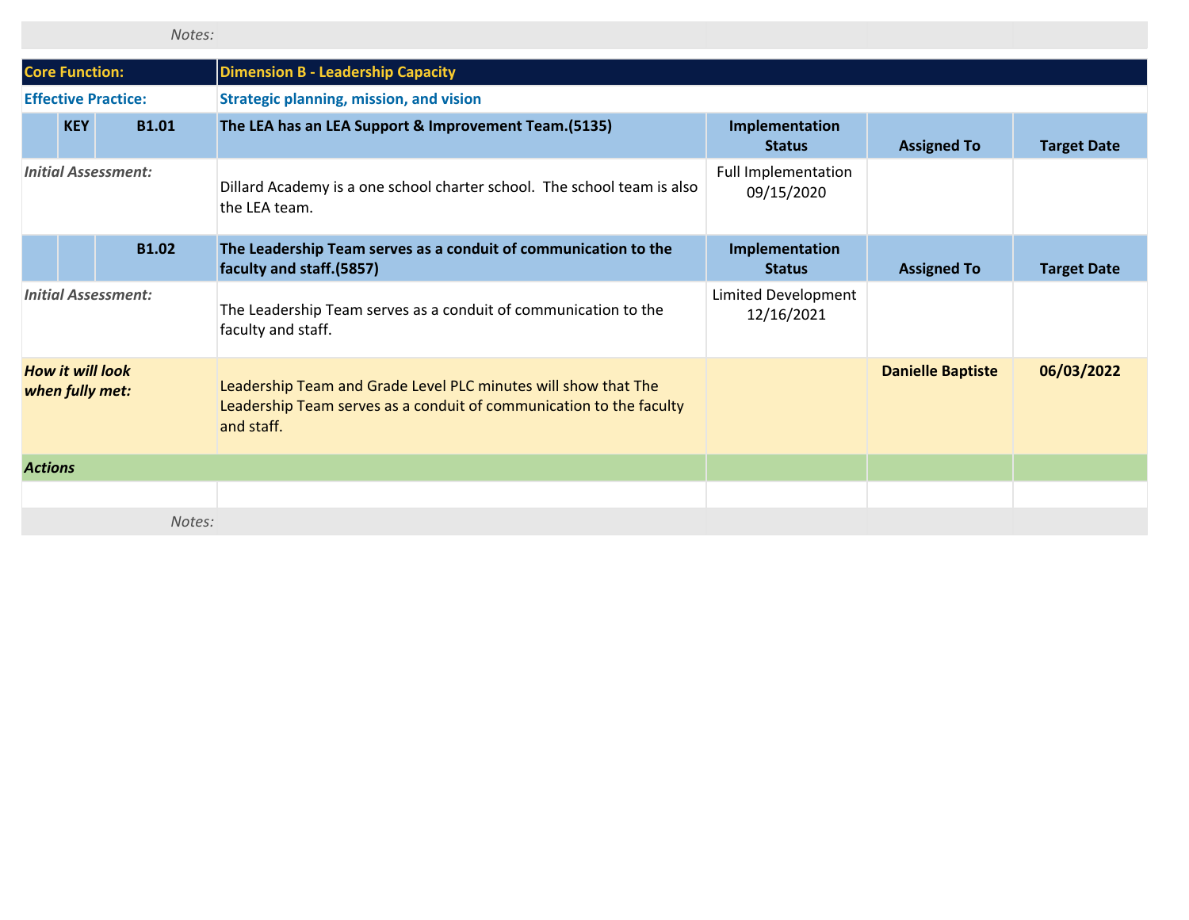| | | | | | |
|---|---|---|---|---|---|
| *Notes:* | | | | | |

| Core Function: | | Dimension B - Leadership Capacity | | | |
|---|---|---|---|---|---|
| **Effective Practice:** | | **Strategic planning, mission, and vision** | | | |
| **KEY** | **B1.01** | **The LEA has an LEA Support & Improvement Team.(5135)** | **Implementation Status** | **Assigned To** | **Target Date** |
| *Initial Assessment:* | | Dillard Academy is a one school charter school. The school team is also the LEA team. | Full Implementation 09/15/2020 | | |
| | **B1.02** | **The Leadership Team serves as a conduit of communication to the faculty and staff.(5857)** | **Implementation Status** | **Assigned To** | **Target Date** |
| *Initial Assessment:* | | The Leadership Team serves as a conduit of communication to the faculty and staff. | Limited Development 12/16/2021 | | |
| ***How it will look when fully met:*** | | Leadership Team and Grade Level PLC minutes will show that The Leadership Team serves as a conduit of communication to the faculty and staff. | | **Danielle Baptiste** | **06/03/2022** |
| ***Actions*** | | | | | |
| | | | | | |
| *Notes:* | | | | | |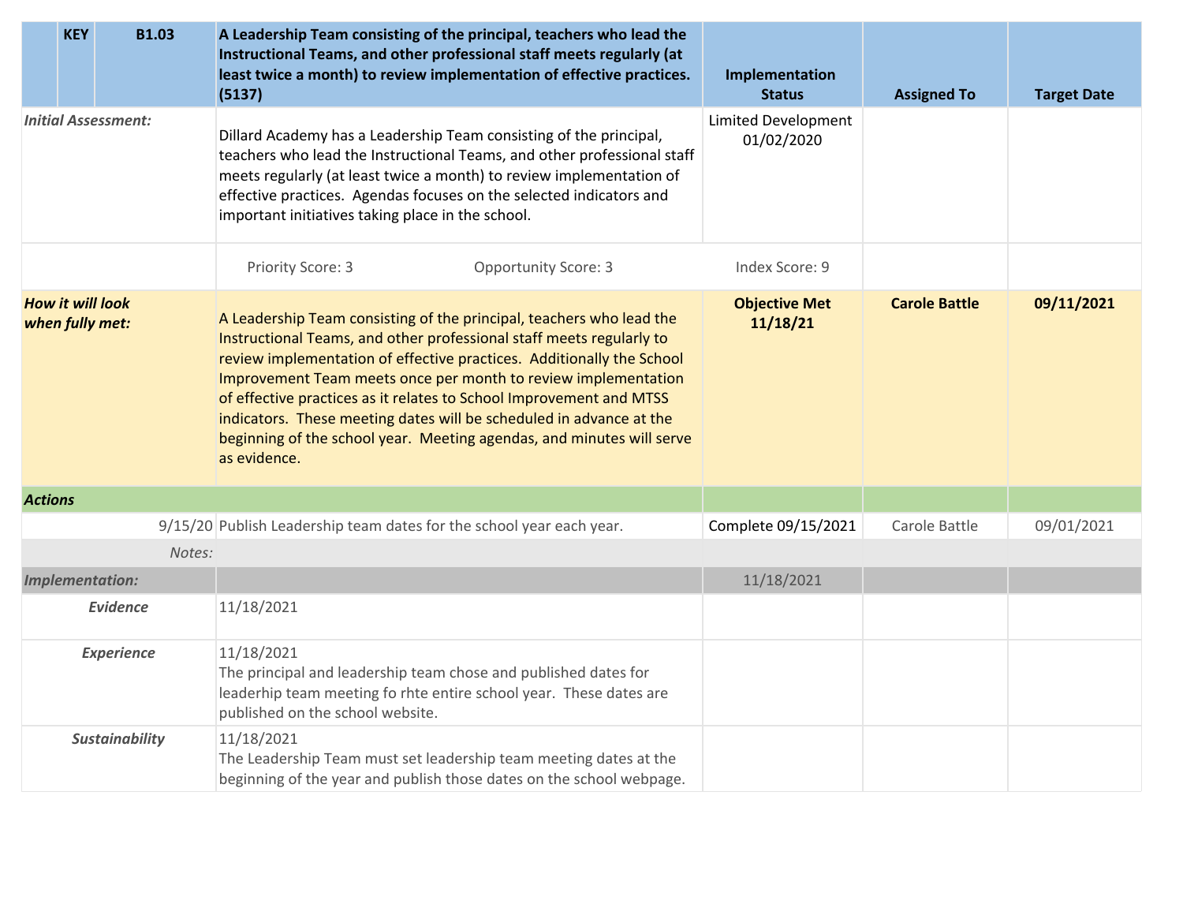| | KEY | B1.03 | A Leadership Team consisting of the principal, teachers who lead the Instructional Teams, and other professional staff meets regularly (at least twice a month) to review implementation of effective practices. (5137) | Implementation Status | Assigned To | Target Date |
|---|---|---|---|---|---|---|
| *Initial Assessment:* | | | Dillard Academy has a Leadership Team consisting of the principal, teachers who lead the Instructional Teams, and other professional staff meets regularly (at least twice a month) to review implementation of effective practices. Agendas focuses on the selected indicators and important initiatives taking place in the school. | Limited Development 01/02/2020 | | |
| | | | Priority Score: 3 Opportunity Score: 3 | Index Score: 9 | | |
| ***How it will look when fully met:*** | | | A Leadership Team consisting of the principal, teachers who lead the Instructional Teams, and other professional staff meets regularly to review implementation of effective practices. Additionally the School Improvement Team meets once per month to review implementation of effective practices as it relates to School Improvement and MTSS indicators. These meeting dates will be scheduled in advance at the beginning of the school year. Meeting agendas, and minutes will serve as evidence. | **Objective Met 11/18/21** | **Carole Battle** | **09/11/2021** |
| ***Actions*** | | | | | | |
| 9/15/20 | | | Publish Leadership team dates for the school year each year. | Complete 09/15/2021 | Carole Battle | 09/01/2021 |
| *Notes:* | | | | | | |
| ***Implementation:*** | | | | 11/18/2021 | | |
| ***Evidence*** | | | 11/18/2021 | | | |
| ***Experience*** | | | 11/18/2021<br>The principal and leadership team chose and published dates for leaderhip team meeting fo rhte entire school year. These dates are published on the school website. | | | |
| ***Sustainability*** | | | 11/18/2021<br>The Leadership Team must set leadership team meeting dates at the beginning of the year and publish those dates on the school webpage. | | | |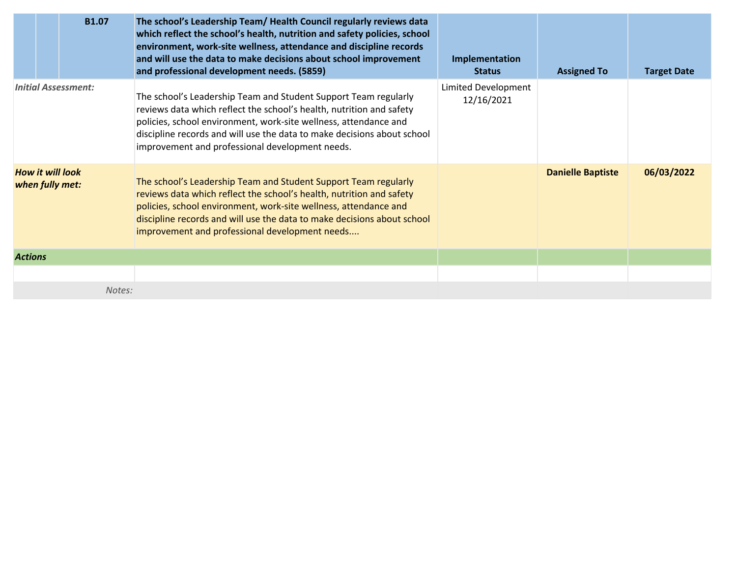| | | B1.07 | The school's Leadership Team/ Health Council regularly reviews data which reflect the school's health, nutrition and safety policies, school environment, work-site wellness, attendance and discipline records and will use the data to make decisions about school improvement and professional development needs. (5859) | Implementation Status | Assigned To | Target Date |
|---|---|---|---|---|---|---|
| *Initial Assessment:* | | | The school's Leadership Team and Student Support Team regularly reviews data which reflect the school's health, nutrition and safety policies, school environment, work-site wellness, attendance and discipline records and will use the data to make decisions about school improvement and professional development needs. | Limited Development 12/16/2021 | | |
| ***How it will look when fully met:*** | | | The school's Leadership Team and Student Support Team regularly reviews data which reflect the school's health, nutrition and safety policies, school environment, work-site wellness, attendance and discipline records and will use the data to make decisions about school improvement and professional development needs.... | | **Danielle Baptiste** | **06/03/2022** |
| ***Actions*** | | | | | | |
| | | | | | | |
| | | *Notes:* | | | | |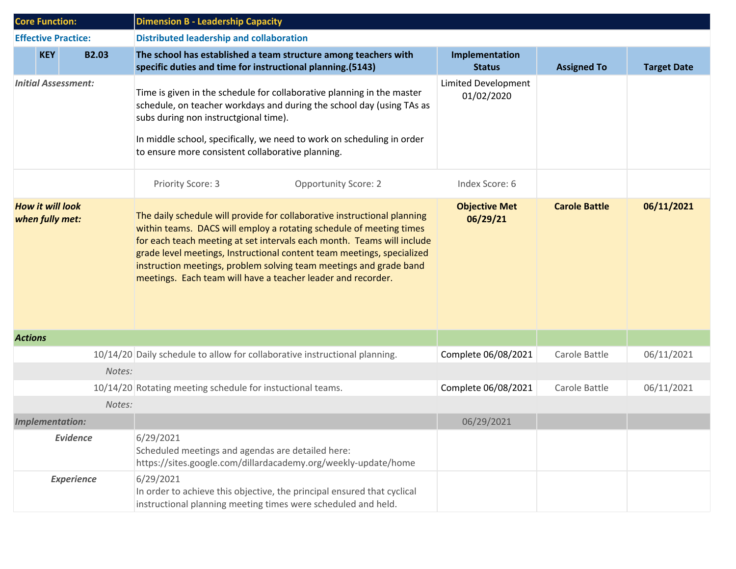| Core Function: | | Dimension B - Leadership Capacity | | | |
|---|---|---|---|---|---|
| **Effective Practice:** | | **Distributed leadership and collaboration** | | | |
| **KEY** | **B2.03** | **The school has established a team structure among teachers with specific duties and time for instructional planning.(5143)** | **Implementation Status** | **Assigned To** | **Target Date** |
| *Initial Assessment:* | | Time is given in the schedule for collaborative planning in the master schedule, on teacher workdays and during the school day (using TAs as subs during non instructgional time).<br><br>In middle school, specifically, we need to work on scheduling in order to ensure more consistent collaborative planning. | Limited Development 01/02/2020 | | |
| | | Priority Score: 3 &nbsp;&nbsp;&nbsp; Opportunity Score: 2 | Index Score: 6 | | |
| ***How it will look when fully met:*** | | The daily schedule will provide for collaborative instructional planning within teams. DACS will employ a rotating schedule of meeting times for each teach meeting at set intervals each month. Teams will include grade level meetings, Instructional content team meetings, specialized instruction meetings, problem solving team meetings and grade band meetings. Each team will have a teacher leader and recorder. | **Objective Met 06/29/21** | **Carole Battle** | **06/11/2021** |
| ***Actions*** | | | | | |
| | 10/14/20 | Daily schedule to allow for collaborative instructional planning. | Complete 06/08/2021 | Carole Battle | 06/11/2021 |
| | *Notes:* | | | | |
| | 10/14/20 | Rotating meeting schedule for instuctional teams. | Complete 06/08/2021 | Carole Battle | 06/11/2021 |
| | *Notes:* | | | | |
| ***Implementation:*** | | | 06/29/2021 | | |
| ***Evidence*** | | 6/29/2021<br>Scheduled meetings and agendas are detailed here: https://sites.google.com/dillardacademy.org/weekly-update/home | | | |
| ***Experience*** | | 6/29/2021<br>In order to achieve this objective, the principal ensured that cyclical instructional planning meeting times were scheduled and held. | | | |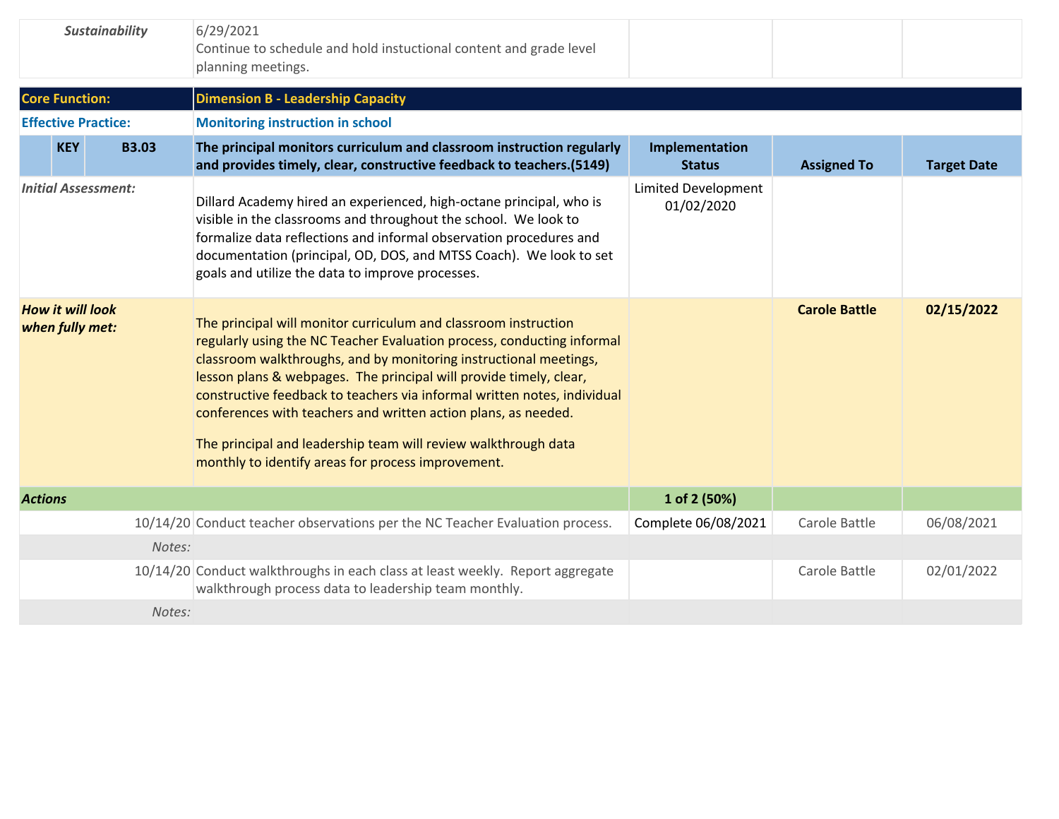| | | | | |
|---|---|---|---|---|
| *Sustainability* | 6/29/2021<br>Continue to schedule and hold instuctional content and grade level planning meetings. | | | |

| **Core Function:** | **Dimension B - Leadership Capacity** | | | |
|---|---|---|---|---|
| **Effective Practice:** | **Monitoring instruction in school** | | | |
| **KEY B3.03** | **The principal monitors curriculum and classroom instruction regularly and provides timely, clear, constructive feedback to teachers.(5149)** | **Implementation Status** | **Assigned To** | **Target Date** |
| *Initial Assessment:* | Dillard Academy hired an experienced, high-octane principal, who is visible in the classrooms and throughout the school. We look to formalize data reflections and informal observation procedures and documentation (principal, OD, DOS, and MTSS Coach). We look to set goals and utilize the data to improve processes. | Limited Development 01/02/2020 | | |
| ***How it will look when fully met:*** | The principal will monitor curriculum and classroom instruction regularly using the NC Teacher Evaluation process, conducting informal classroom walkthroughs, and by monitoring instructional meetings, lesson plans & webpages. The principal will provide timely, clear, constructive feedback to teachers via informal written notes, individual conferences with teachers and written action plans, as needed.<br><br>The principal and leadership team will review walkthrough data monthly to identify areas for process improvement. | | **Carole Battle** | **02/15/2022** |
| ***Actions*** | | **1 of 2 (50%)** | | |
| 10/14/20 | Conduct teacher observations per the NC Teacher Evaluation process. | Complete 06/08/2021 | Carole Battle | 06/08/2021 |
| *Notes:* | | | | |
| 10/14/20 | Conduct walkthroughs in each class at least weekly. Report aggregate walkthrough process data to leadership team monthly. | | Carole Battle | 02/01/2022 |
| *Notes:* | | | | |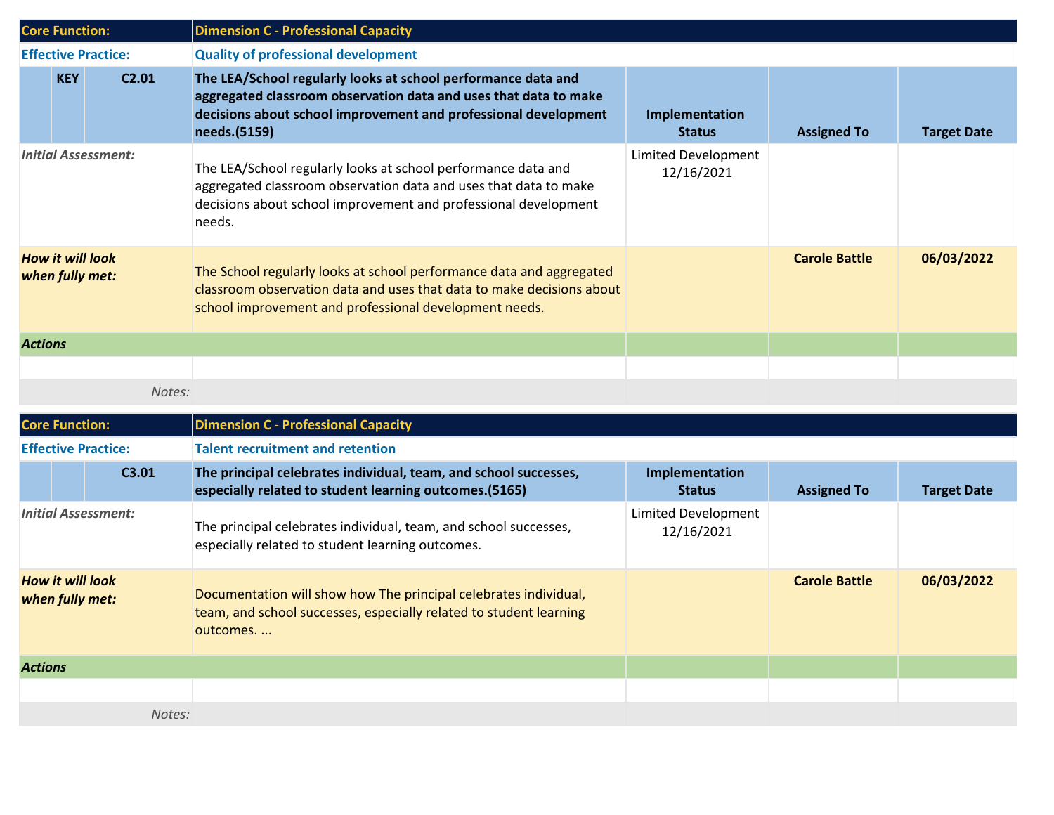| Core Function: | | | Dimension C - Professional Capacity | | | |
|---|---|---|---|---|---|---|
| **Effective Practice:** | | | **Quality of professional development** | | | |
| | **KEY** | **C2.01** | **The LEA/School regularly looks at school performance data and aggregated classroom observation data and uses that data to make decisions about school improvement and professional development needs.(5159)** | **Implementation Status** | **Assigned To** | **Target Date** |
| *Initial Assessment:* | | | The LEA/School regularly looks at school performance data and aggregated classroom observation data and uses that data to make decisions about school improvement and professional development needs. | Limited Development 12/16/2021 | | |
| ***How it will look when fully met:*** | | | The School regularly looks at school performance data and aggregated classroom observation data and uses that data to make decisions about school improvement and professional development needs. | | **Carole Battle** | **06/03/2022** |
| ***Actions*** | | | | | | |
| | | | | | | |
| | | *Notes:* | | | | |

| Core Function: | | | Dimension C - Professional Capacity | | | |
|---|---|---|---|---|---|---|
| **Effective Practice:** | | | **Talent recruitment and retention** | | | |
| | | **C3.01** | **The principal celebrates individual, team, and school successes, especially related to student learning outcomes.(5165)** | **Implementation Status** | **Assigned To** | **Target Date** |
| *Initial Assessment:* | | | The principal celebrates individual, team, and school successes, especially related to student learning outcomes. | Limited Development 12/16/2021 | | |
| ***How it will look when fully met:*** | | | Documentation will show how The principal celebrates individual, team, and school successes, especially related to student learning outcomes. ... | | **Carole Battle** | **06/03/2022** |
| ***Actions*** | | | | | | |
| | | | | | | |
| | | *Notes:* | | | | |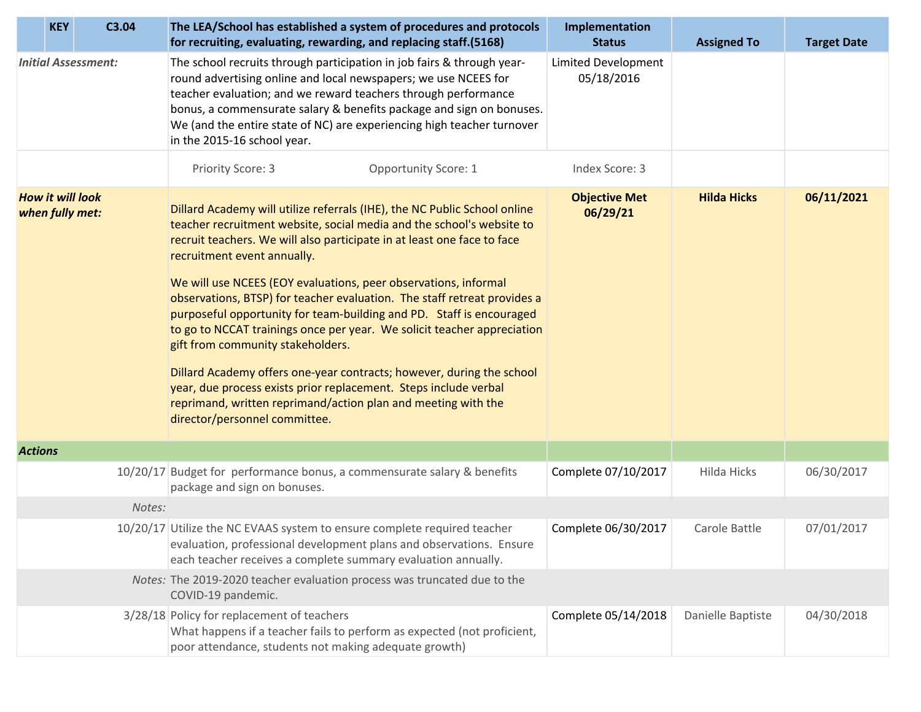| | KEY | C3.04 | The LEA/School has established a system of procedures and protocols for recruiting, evaluating, rewarding, and replacing staff.(5168) | Implementation Status | Assigned To | Target Date |
|---|---|---|---|---|---|---|
| *Initial Assessment:* | | | The school recruits through participation in job fairs & through year-round advertising online and local newspapers; we use NCEES for teacher evaluation; and we reward teachers through performance bonus, a commensurate salary & benefits package and sign on bonuses. We (and the entire state of NC) are experiencing high teacher turnover in the 2015-16 school year. | Limited Development 05/18/2016 | | |
| | | | Priority Score: 3 Opportunity Score: 1 | Index Score: 3 | | |
| ***How it will look when fully met:*** | | | Dillard Academy will utilize referrals (IHE), the NC Public School online teacher recruitment website, social media and the school's website to recruit teachers. We will also participate in at least one face to face recruitment event annually.<br><br>We will use NCEES (EOY evaluations, peer observations, informal observations, BTSP) for teacher evaluation. The staff retreat provides a purposeful opportunity for team-building and PD. Staff is encouraged to go to NCCAT trainings once per year. We solicit teacher appreciation gift from community stakeholders.<br><br>Dillard Academy offers one-year contracts; however, during the school year, due process exists prior replacement. Steps include verbal reprimand, written reprimand/action plan and meeting with the director/personnel committee. | **Objective Met 06/29/21** | **Hilda Hicks** | **06/11/2021** |
| ***Actions*** | | | | | | |
| | | 10/20/17 | Budget for performance bonus, a commensurate salary & benefits package and sign on bonuses. | Complete 07/10/2017 | Hilda Hicks | 06/30/2017 |
| | | *Notes:* | | | | |
| | | 10/20/17 | Utilize the NC EVAAS system to ensure complete required teacher evaluation, professional development plans and observations. Ensure each teacher receives a complete summary evaluation annually. | Complete 06/30/2017 | Carole Battle | 07/01/2017 |
| | | *Notes:* | The 2019-2020 teacher evaluation process was truncated due to the COVID-19 pandemic. | | | |
| | | 3/28/18 | Policy for replacement of teachers<br>What happens if a teacher fails to perform as expected (not proficient, poor attendance, students not making adequate growth) | Complete 05/14/2018 | Danielle Baptiste | 04/30/2018 |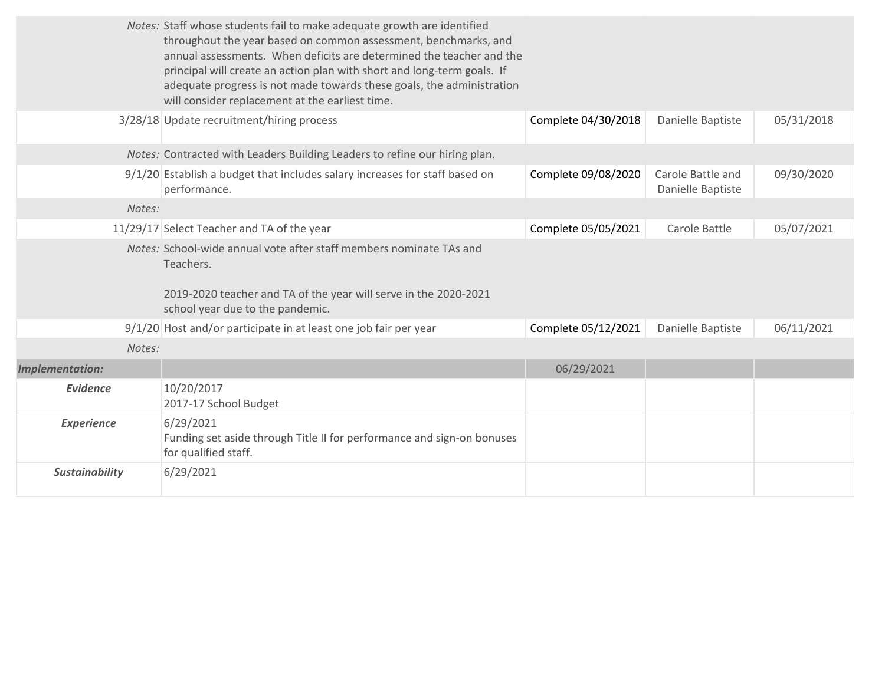| | | | | |
|---|---|---|---|---|
| *Notes:* | Staff whose students fail to make adequate growth are identified throughout the year based on common assessment, benchmarks, and annual assessments. When deficits are determined the teacher and the principal will create an action plan with short and long-term goals. If adequate progress is not made towards these goals, the administration will consider replacement at the earliest time. | | | |
| 3/28/18 | Update recruitment/hiring process | Complete 04/30/2018 | Danielle Baptiste | 05/31/2018 |
| *Notes:* | Contracted with Leaders Building Leaders to refine our hiring plan. | | | |
| 9/1/20 | Establish a budget that includes salary increases for staff based on performance. | Complete 09/08/2020 | Carole Battle and Danielle Baptiste | 09/30/2020 |
| *Notes:* | | | | |
| 11/29/17 | Select Teacher and TA of the year | Complete 05/05/2021 | Carole Battle | 05/07/2021 |
| *Notes:* | School-wide annual vote after staff members nominate TAs and Teachers.<br><br>2019-2020 teacher and TA of the year will serve in the 2020-2021 school year due to the pandemic. | | | |
| 9/1/20 | Host and/or participate in at least one job fair per year | Complete 05/12/2021 | Danielle Baptiste | 06/11/2021 |
| *Notes:* | | | | |
| ***Implementation:*** | | 06/29/2021 | | |
| ***Evidence*** | 10/20/2017<br>2017-17 School Budget | | | |
| ***Experience*** | 6/29/2021<br>Funding set aside through Title II for performance and sign-on bonuses for qualified staff. | | | |
| ***Sustainability*** | 6/29/2021 | | | |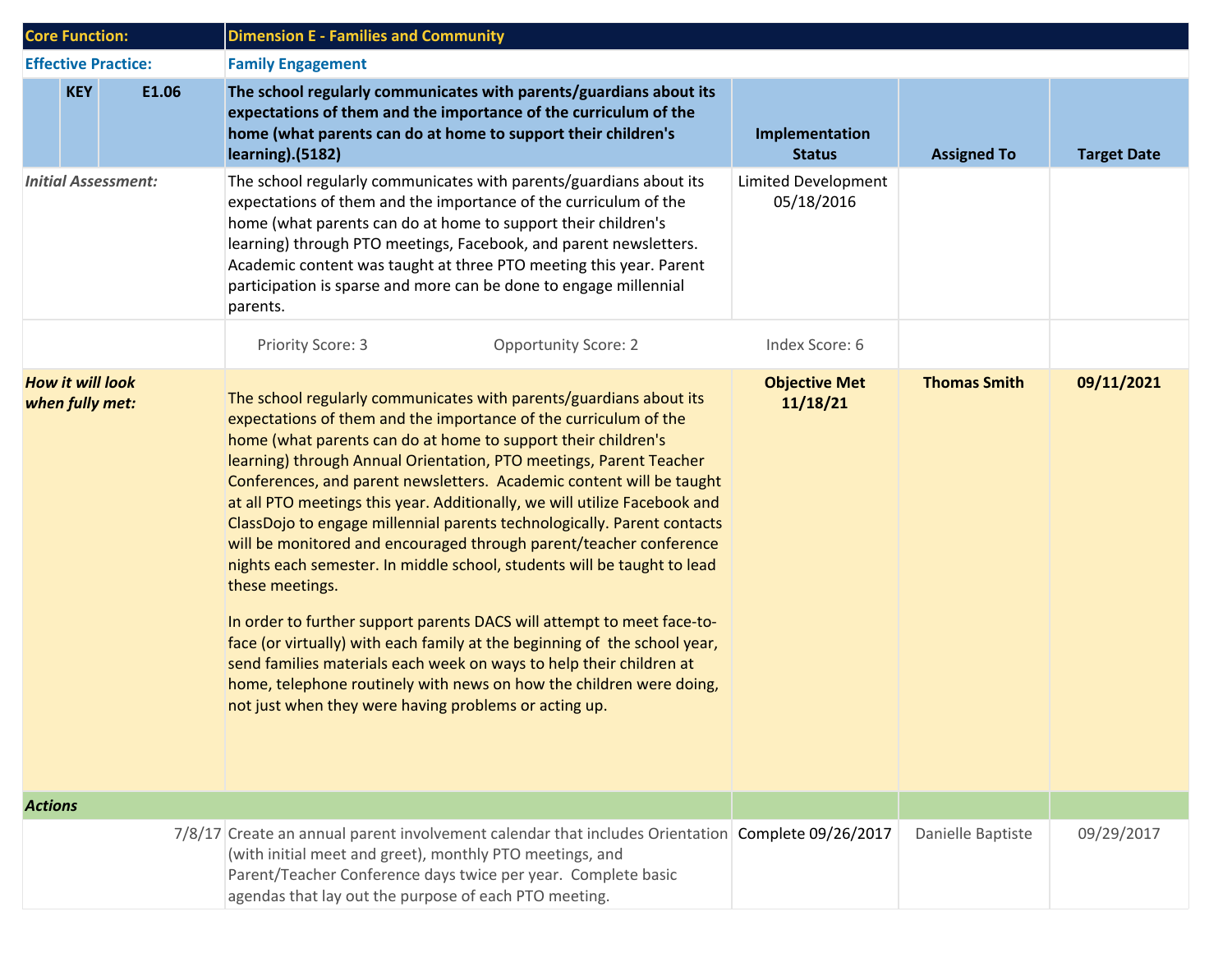| Core Function: | | Dimension E - Families and Community | | | |
|---|---|---|---|---|---|
| **Effective Practice:** | | **Family Engagement** | | | |
| **KEY** | **E1.06** | **The school regularly communicates with parents/guardians about its expectations of them and the importance of the curriculum of the home (what parents can do at home to support their children's learning).(5182)** | **Implementation Status** | **Assigned To** | **Target Date** |
| *Initial Assessment:* | | The school regularly communicates with parents/guardians about its expectations of them and the importance of the curriculum of the home (what parents can do at home to support their children's learning) through PTO meetings, Facebook, and parent newsletters. Academic content was taught at three PTO meeting this year. Parent participation is sparse and more can be done to engage millennial parents. | Limited Development 05/18/2016 | | |
| | | Priority Score: 3 Opportunity Score: 2 | Index Score: 6 | | |
| ***How it will look when fully met:*** | | The school regularly communicates with parents/guardians about its expectations of them and the importance of the curriculum of the home (what parents can do at home to support their children's learning) through Annual Orientation, PTO meetings, Parent Teacher Conferences, and parent newsletters. Academic content will be taught at all PTO meetings this year. Additionally, we will utilize Facebook and ClassDojo to engage millennial parents technologically. Parent contacts will be monitored and encouraged through parent/teacher conference nights each semester. In middle school, students will be taught to lead these meetings.<br><br>In order to further support parents DACS will attempt to meet face-to-face (or virtually) with each family at the beginning of the school year, send families materials each week on ways to help their children at home, telephone routinely with news on how the children were doing, not just when they were having problems or acting up. | **Objective Met 11/18/21** | **Thomas Smith** | **09/11/2021** |
| ***Actions*** | | | | | |
| | 7/8/17 | Create an annual parent involvement calendar that includes Orientation (with initial meet and greet), monthly PTO meetings, and Parent/Teacher Conference days twice per year. Complete basic agendas that lay out the purpose of each PTO meeting. | Complete 09/26/2017 | Danielle Baptiste | 09/29/2017 |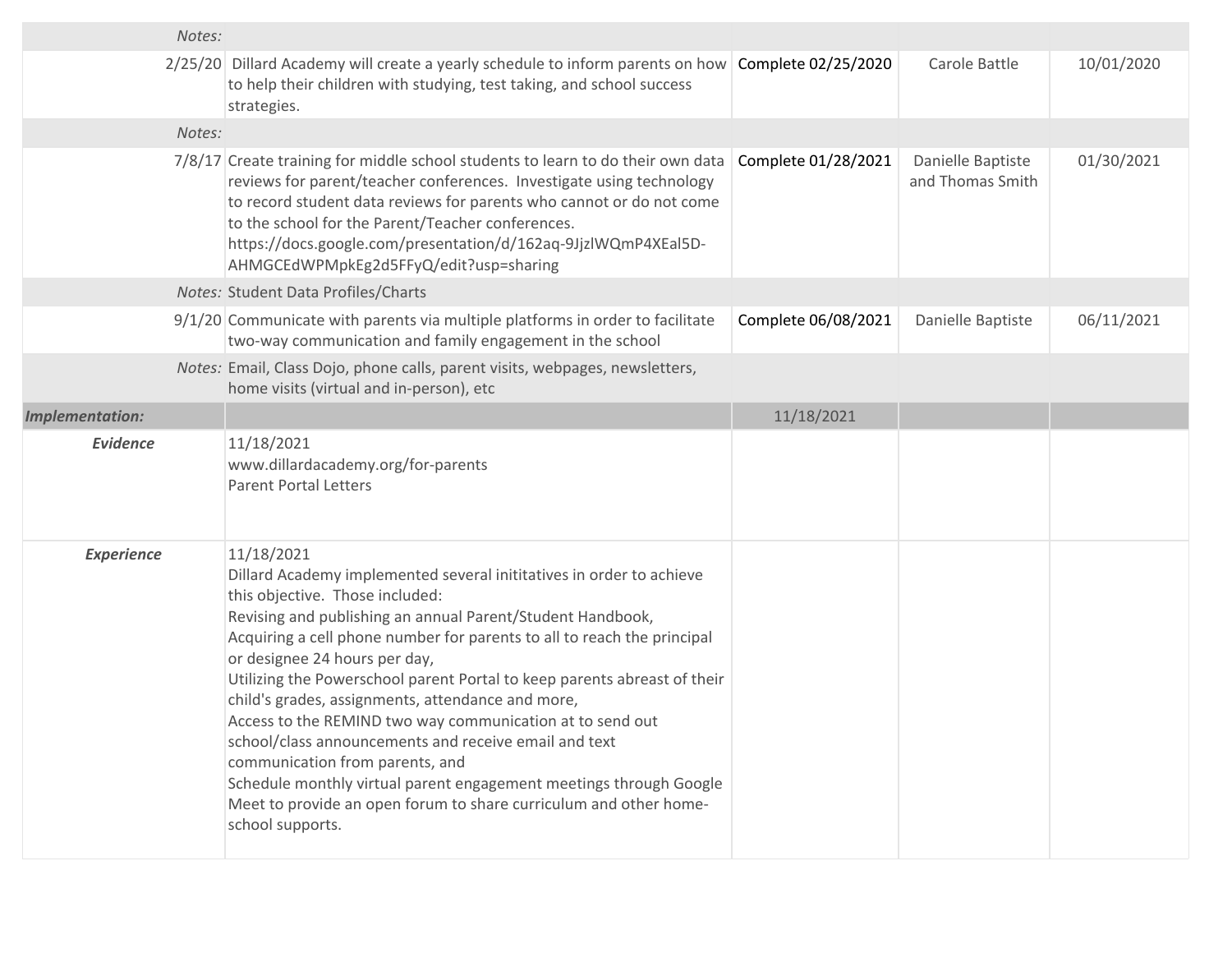| | | | | |
|---|---|---|---|---|
| *Notes:* | | | | |
| 2/25/20 | Dillard Academy will create a yearly schedule to inform parents on how to help their children with studying, test taking, and school success strategies. | Complete 02/25/2020 | Carole Battle | 10/01/2020 |
| *Notes:* | | | | |
| 7/8/17 | Create training for middle school students to learn to do their own data reviews for parent/teacher conferences. Investigate using technology to record student data reviews for parents who cannot or do not come to the school for the Parent/Teacher conferences. https://docs.google.com/presentation/d/162aq-9JjzlWQmP4XEal5D-AHMGCEdWPMpkEg2d5FFyQ/edit?usp=sharing | Complete 01/28/2021 | Danielle Baptiste and Thomas Smith | 01/30/2021 |
| *Notes:* | Student Data Profiles/Charts | | | |
| 9/1/20 | Communicate with parents via multiple platforms in order to facilitate two-way communication and family engagement in the school | Complete 06/08/2021 | Danielle Baptiste | 06/11/2021 |
| *Notes:* | Email, Class Dojo, phone calls, parent visits, webpages, newsletters, home visits (virtual and in-person), etc | | | |
| ***Implementation:*** | | 11/18/2021 | | |
| ***Evidence*** | 11/18/2021<br>www.dillardacademy.org/for-parents<br>Parent Portal Letters | | | |
| ***Experience*** | 11/18/2021<br>Dillard Academy implemented several inititatives in order to achieve this objective. Those included:<br>Revising and publishing an annual Parent/Student Handbook,<br>Acquiring a cell phone number for parents to all to reach the principal or designee 24 hours per day,<br>Utilizing the Powerschool parent Portal to keep parents abreast of their child's grades, assignments, attendance and more,<br>Access to the REMIND two way communication at to send out school/class announcements and receive email and text communication from parents, and<br>Schedule monthly virtual parent engagement meetings through Google Meet to provide an open forum to share curriculum and other home-school supports. | | | |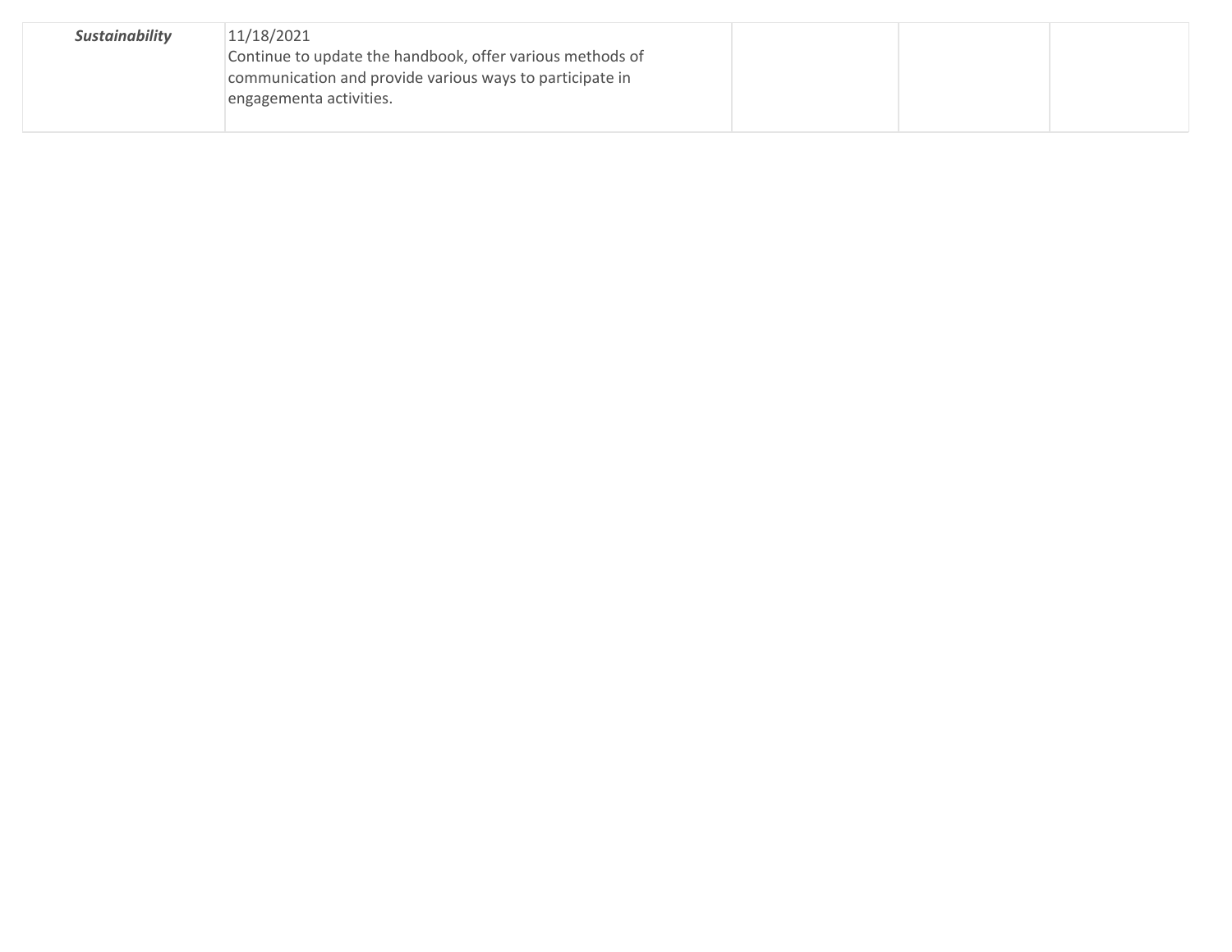| | | | | |
|---|---|---|---|---|
| ***Sustainability*** | 11/18/2021<br>Continue to update the handbook, offer various methods of communication and provide various ways to participate in engagementa activities. | | | |